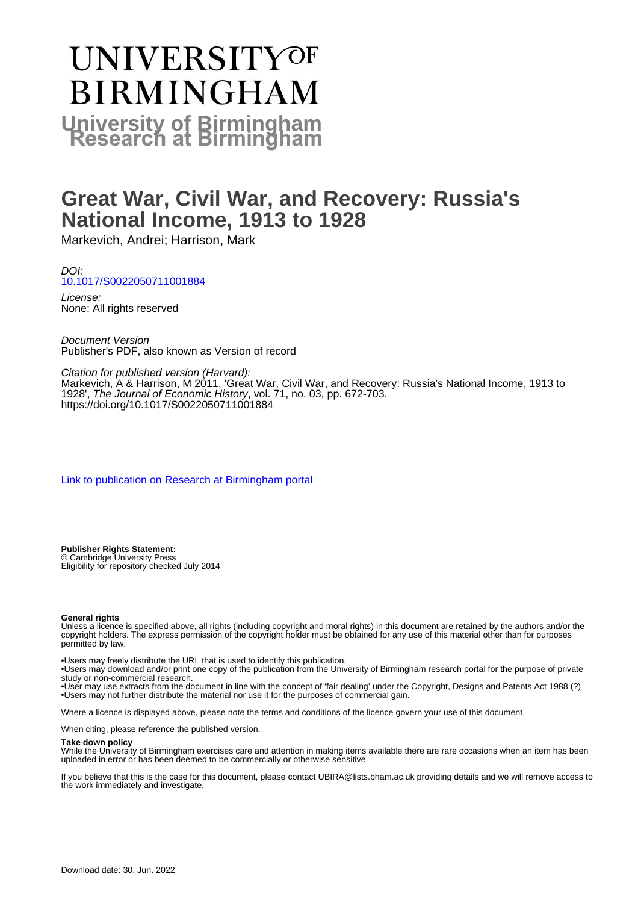# UNIVERSITY OF BIRMINGHAM

**University of Birmingham Research at Birmingham**

# Great War, Civil War, and Recovery: Russia's National Income, 1913 to 1928

Markevich, Andrei; Harrison, Mark

*DOI:*
10.1017/S0022050711001884

*License:*
None: All rights reserved

*Document Version*
Publisher's PDF, also known as Version of record

*Citation for published version (Harvard):*
Markevich, A & Harrison, M 2011, 'Great War, Civil War, and Recovery: Russia's National Income, 1913 to 1928', *The Journal of Economic History*, vol. 71, no. 03, pp. 672-703.
https://doi.org/10.1017/S0022050711001884

Link to publication on Research at Birmingham portal

**Publisher Rights Statement:**
© Cambridge University Press
Eligibility for repository checked July 2014

**General rights**
Unless a licence is specified above, all rights (including copyright and moral rights) in this document are retained by the authors and/or the copyright holders. The express permission of the copyright holder must be obtained for any use of this material other than for purposes permitted by law.

- Users may freely distribute the URL that is used to identify this publication.
- Users may download and/or print one copy of the publication from the University of Birmingham research portal for the purpose of private study or non-commercial research.
- User may use extracts from the document in line with the concept of 'fair dealing' under the Copyright, Designs and Patents Act 1988 (?)
- Users may not further distribute the material nor use it for the purposes of commercial gain.

Where a licence is displayed above, please note the terms and conditions of the licence govern your use of this document.

When citing, please reference the published version.

**Take down policy**
While the University of Birmingham exercises care and attention in making items available there are rare occasions when an item has been uploaded in error or has been deemed to be commercially or otherwise sensitive.

If you believe that this is the case for this document, please contact UBIRA@lists.bham.ac.uk providing details and we will remove access to the work immediately and investigate.

Download date: 30. Jun. 2022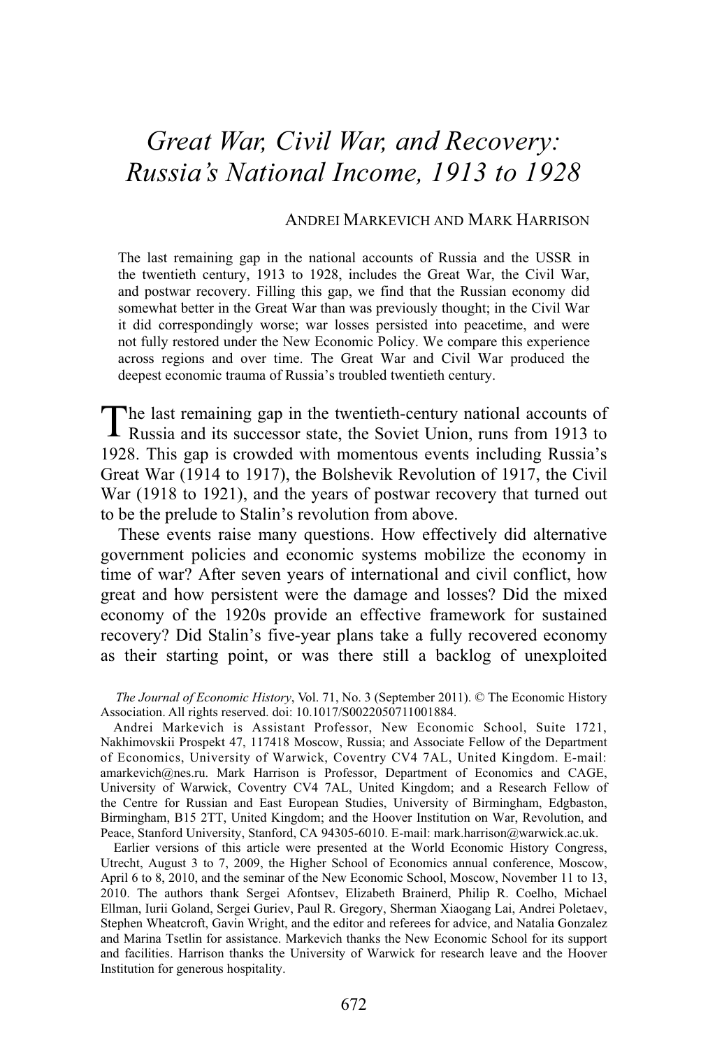# Great War, Civil War, and Recovery: Russia's National Income, 1913 to 1928

ANDREI MARKEVICH AND MARK HARRISON

The last remaining gap in the national accounts of Russia and the USSR in the twentieth century, 1913 to 1928, includes the Great War, the Civil War, and postwar recovery. Filling this gap, we find that the Russian economy did somewhat better in the Great War than was previously thought; in the Civil War it did correspondingly worse; war losses persisted into peacetime, and were not fully restored under the New Economic Policy. We compare this experience across regions and over time. The Great War and Civil War produced the deepest economic trauma of Russia's troubled twentieth century.

The last remaining gap in the twentieth-century national accounts of Russia and its successor state, the Soviet Union, runs from 1913 to 1928. This gap is crowded with momentous events including Russia's Great War (1914 to 1917), the Bolshevik Revolution of 1917, the Civil War (1918 to 1921), and the years of postwar recovery that turned out to be the prelude to Stalin's revolution from above.

These events raise many questions. How effectively did alternative government policies and economic systems mobilize the economy in time of war? After seven years of international and civil conflict, how great and how persistent were the damage and losses? Did the mixed economy of the 1920s provide an effective framework for sustained recovery? Did Stalin's five-year plans take a fully recovered economy as their starting point, or was there still a backlog of unexploited

*The Journal of Economic History*, Vol. 71, No. 3 (September 2011). © The Economic History Association. All rights reserved. doi: 10.1017/S0022050711001884.

Andrei Markevich is Assistant Professor, New Economic School, Suite 1721, Nakhimovskii Prospekt 47, 117418 Moscow, Russia; and Associate Fellow of the Department of Economics, University of Warwick, Coventry CV4 7AL, United Kingdom. E-mail: amarkevich@nes.ru. Mark Harrison is Professor, Department of Economics and CAGE, University of Warwick, Coventry CV4 7AL, United Kingdom; and a Research Fellow of the Centre for Russian and East European Studies, University of Birmingham, Edgbaston, Birmingham, B15 2TT, United Kingdom; and the Hoover Institution on War, Revolution, and Peace, Stanford University, Stanford, CA 94305-6010. E-mail: mark.harrison@warwick.ac.uk.

Earlier versions of this article were presented at the World Economic History Congress, Utrecht, August 3 to 7, 2009, the Higher School of Economics annual conference, Moscow, April 6 to 8, 2010, and the seminar of the New Economic School, Moscow, November 11 to 13, 2010. The authors thank Sergei Afontsev, Elizabeth Brainerd, Philip R. Coelho, Michael Ellman, Iurii Goland, Sergei Guriev, Paul R. Gregory, Sherman Xiaogang Lai, Andrei Poletaev, Stephen Wheatcroft, Gavin Wright, and the editor and referees for advice, and Natalia Gonzalez and Marina Tsetlin for assistance. Markevich thanks the New Economic School for its support and facilities. Harrison thanks the University of Warwick for research leave and the Hoover Institution for generous hospitality.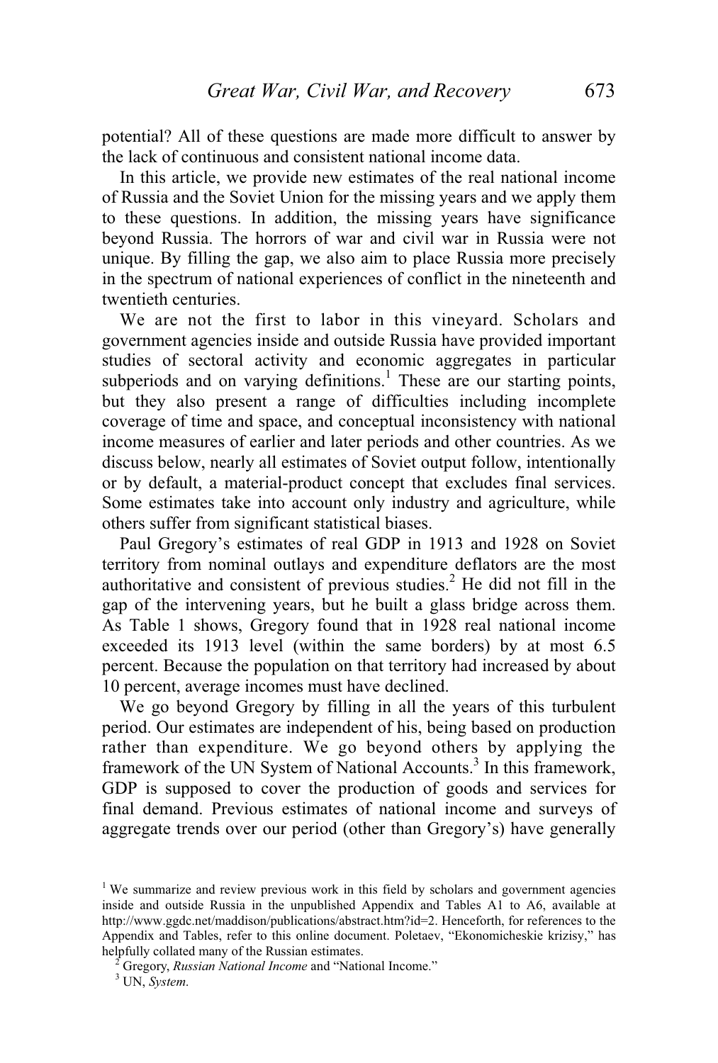potential? All of these questions are made more difficult to answer by the lack of continuous and consistent national income data.

In this article, we provide new estimates of the real national income of Russia and the Soviet Union for the missing years and we apply them to these questions. In addition, the missing years have significance beyond Russia. The horrors of war and civil war in Russia were not unique. By filling the gap, we also aim to place Russia more precisely in the spectrum of national experiences of conflict in the nineteenth and twentieth centuries.

We are not the first to labor in this vineyard. Scholars and government agencies inside and outside Russia have provided important studies of sectoral activity and economic aggregates in particular subperiods and on varying definitions.[1] These are our starting points, but they also present a range of difficulties including incomplete coverage of time and space, and conceptual inconsistency with national income measures of earlier and later periods and other countries. As we discuss below, nearly all estimates of Soviet output follow, intentionally or by default, a material-product concept that excludes final services. Some estimates take into account only industry and agriculture, while others suffer from significant statistical biases.

Paul Gregory's estimates of real GDP in 1913 and 1928 on Soviet territory from nominal outlays and expenditure deflators are the most authoritative and consistent of previous studies.[2] He did not fill in the gap of the intervening years, but he built a glass bridge across them. As Table 1 shows, Gregory found that in 1928 real national income exceeded its 1913 level (within the same borders) by at most 6.5 percent. Because the population on that territory had increased by about 10 percent, average incomes must have declined.

We go beyond Gregory by filling in all the years of this turbulent period. Our estimates are independent of his, being based on production rather than expenditure. We go beyond others by applying the framework of the UN System of National Accounts.[3] In this framework, GDP is supposed to cover the production of goods and services for final demand. Previous estimates of national income and surveys of aggregate trends over our period (other than Gregory's) have generally

[1] We summarize and review previous work in this field by scholars and government agencies inside and outside Russia in the unpublished Appendix and Tables A1 to A6, available at http://www.ggdc.net/maddison/publications/abstract.htm?id=2. Henceforth, for references to the Appendix and Tables, refer to this online document. Poletaev, "Ekonomicheskie krizisy," has helpfully collated many of the Russian estimates.

[2] Gregory, *Russian National Income* and "National Income."

[3] UN, *System*.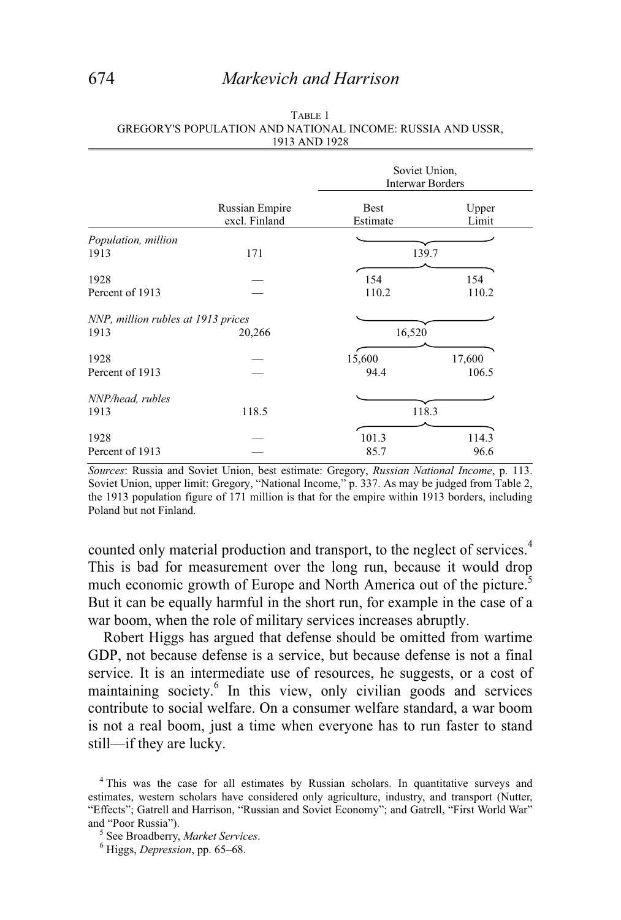TABLE 1
GREGORY'S POPULATION AND NATIONAL INCOME: RUSSIA AND USSR, 1913 AND 1928

| | Russian Empire excl. Finland | Soviet Union, Interwar Borders: Best Estimate | Soviet Union, Interwar Borders: Upper Limit |
|---|---|---|---|
| *Population, million* | | | |
| 1913 | 171 | 139.7 | |
| 1928 | — | 154 | 154 |
| Percent of 1913 | — | 110.2 | 110.2 |
| *NNP, million rubles at 1913 prices* | | | |
| 1913 | 20,266 | 16,520 | |
| 1928 | — | 15,600 | 17,600 |
| Percent of 1913 | — | 94.4 | 106.5 |
| *NNP/head, rubles* | | | |
| 1913 | 118.5 | 118.3 | |
| 1928 | — | 101.3 | 114.3 |
| Percent of 1913 | — | 85.7 | 96.6 |

*Sources*: Russia and Soviet Union, best estimate: Gregory, *Russian National Income*, p. 113. Soviet Union, upper limit: Gregory, "National Income," p. 337. As may be judged from Table 2, the 1913 population figure of 171 million is that for the empire within 1913 borders, including Poland but not Finland.

counted only material production and transport, to the neglect of services.[4] This is bad for measurement over the long run, because it would drop much economic growth of Europe and North America out of the picture.[5] But it can be equally harmful in the short run, for example in the case of a war boom, when the role of military services increases abruptly.

Robert Higgs has argued that defense should be omitted from wartime GDP, not because defense is a service, but because defense is not a final service. It is an intermediate use of resources, he suggests, or a cost of maintaining society.[6] In this view, only civilian goods and services contribute to social welfare. On a consumer welfare standard, a war boom is not a real boom, just a time when everyone has to run faster to stand still—if they are lucky.

[4] This was the case for all estimates by Russian scholars. In quantitative surveys and estimates, western scholars have considered only agriculture, industry, and transport (Nutter, "Effects"; Gatrell and Harrison, "Russian and Soviet Economy"; and Gatrell, "First World War" and "Poor Russia").

[5] See Broadberry, *Market Services*.

[6] Higgs, *Depression*, pp. 65–68.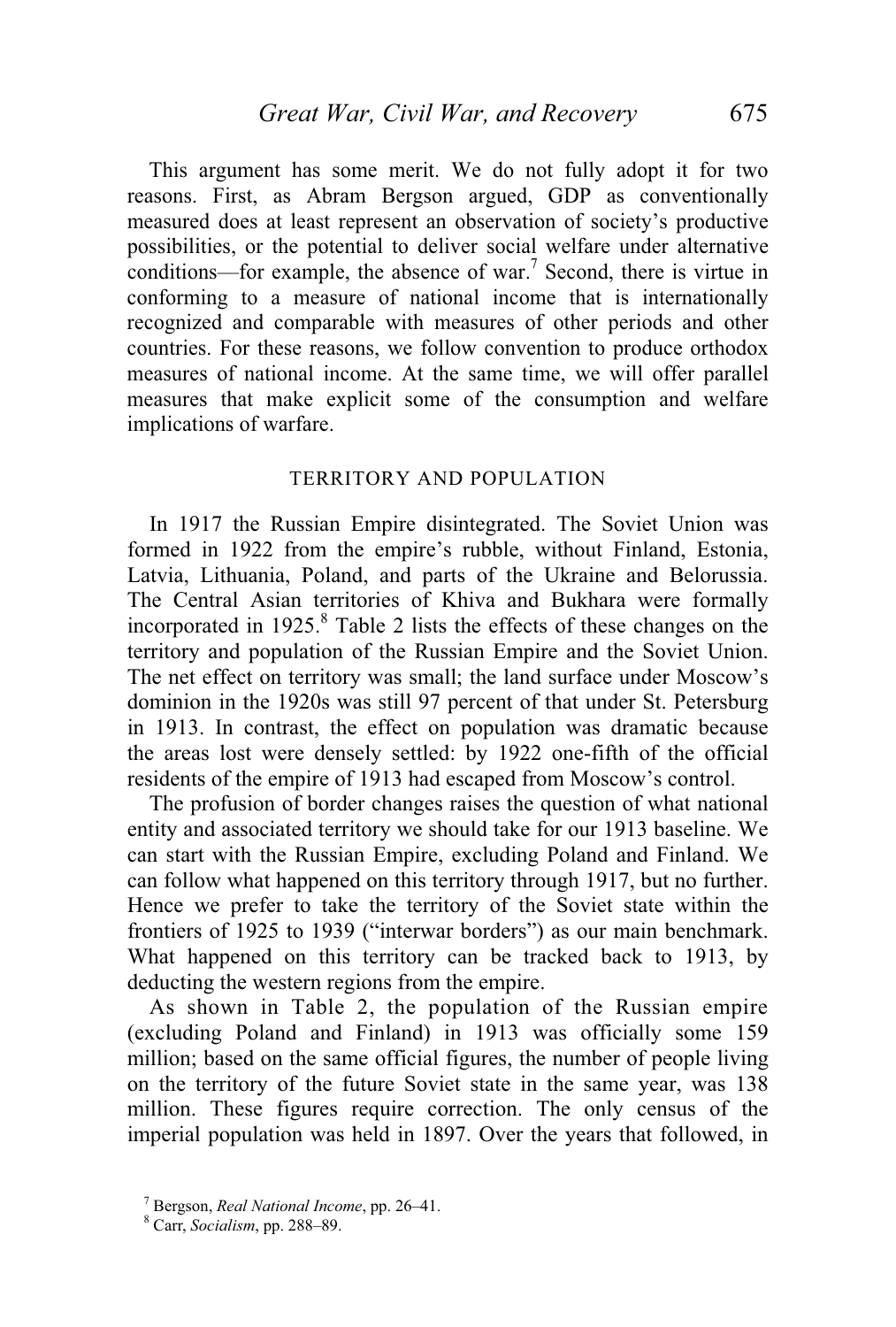This argument has some merit. We do not fully adopt it for two reasons. First, as Abram Bergson argued, GDP as conventionally measured does at least represent an observation of society's productive possibilities, or the potential to deliver social welfare under alternative conditions—for example, the absence of war.[7] Second, there is virtue in conforming to a measure of national income that is internationally recognized and comparable with measures of other periods and other countries. For these reasons, we follow convention to produce orthodox measures of national income. At the same time, we will offer parallel measures that make explicit some of the consumption and welfare implications of warfare.

## TERRITORY AND POPULATION

In 1917 the Russian Empire disintegrated. The Soviet Union was formed in 1922 from the empire's rubble, without Finland, Estonia, Latvia, Lithuania, Poland, and parts of the Ukraine and Belorussia. The Central Asian territories of Khiva and Bukhara were formally incorporated in 1925.[8] Table 2 lists the effects of these changes on the territory and population of the Russian Empire and the Soviet Union. The net effect on territory was small; the land surface under Moscow's dominion in the 1920s was still 97 percent of that under St. Petersburg in 1913. In contrast, the effect on population was dramatic because the areas lost were densely settled: by 1922 one-fifth of the official residents of the empire of 1913 had escaped from Moscow's control.

The profusion of border changes raises the question of what national entity and associated territory we should take for our 1913 baseline. We can start with the Russian Empire, excluding Poland and Finland. We can follow what happened on this territory through 1917, but no further. Hence we prefer to take the territory of the Soviet state within the frontiers of 1925 to 1939 ("interwar borders") as our main benchmark. What happened on this territory can be tracked back to 1913, by deducting the western regions from the empire.

As shown in Table 2, the population of the Russian empire (excluding Poland and Finland) in 1913 was officially some 159 million; based on the same official figures, the number of people living on the territory of the future Soviet state in the same year, was 138 million. These figures require correction. The only census of the imperial population was held in 1897. Over the years that followed, in

[7] Bergson, *Real National Income*, pp. 26–41.

[8] Carr, *Socialism*, pp. 288–89.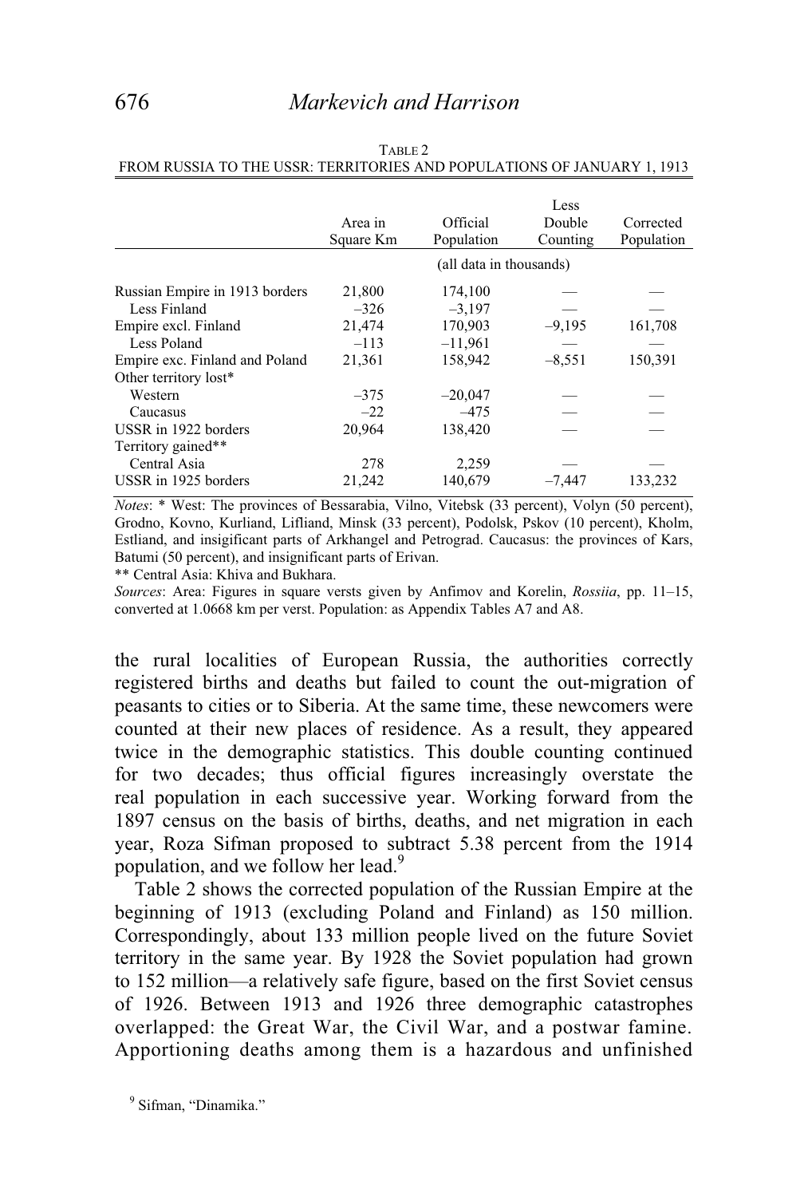TABLE 2

FROM RUSSIA TO THE USSR: TERRITORIES AND POPULATIONS OF JANUARY 1, 1913

| | Area in Square Km | Official Population | Less Double Counting | Corrected Population |
|---|---|---|---|---|
| | (all data in thousands) | | | |
| Russian Empire in 1913 borders | 21,800 | 174,100 | — | — |
| Less Finland | –326 | –3,197 | — | — |
| Empire excl. Finland | 21,474 | 170,903 | –9,195 | 161,708 |
| Less Poland | –113 | –11,961 | — | — |
| Empire exc. Finland and Poland | 21,361 | 158,942 | –8,551 | 150,391 |
| Other territory lost* | | | | |
| Western | –375 | –20,047 | — | — |
| Caucasus | –22 | –475 | — | — |
| USSR in 1922 borders | 20,964 | 138,420 | — | — |
| Territory gained** | | | | |
| Central Asia | 278 | 2,259 | — | — |
| USSR in 1925 borders | 21,242 | 140,679 | –7,447 | 133,232 |

*Notes*: * West: The provinces of Bessarabia, Vilno, Vitebsk (33 percent), Volyn (50 percent), Grodno, Kovno, Kurliand, Lifliand, Minsk (33 percent), Podolsk, Pskov (10 percent), Kholm, Estliand, and insigificant parts of Arkhangel and Petrograd. Caucasus: the provinces of Kars, Batumi (50 percent), and insignificant parts of Erivan.

** Central Asia: Khiva and Bukhara.

*Sources*: Area: Figures in square versts given by Anfimov and Korelin, *Rossiia*, pp. 11–15, converted at 1.0668 km per verst. Population: as Appendix Tables A7 and A8.

the rural localities of European Russia, the authorities correctly registered births and deaths but failed to count the out-migration of peasants to cities or to Siberia. At the same time, these newcomers were counted at their new places of residence. As a result, they appeared twice in the demographic statistics. This double counting continued for two decades; thus official figures increasingly overstate the real population in each successive year. Working forward from the 1897 census on the basis of births, deaths, and net migration in each year, Roza Sifman proposed to subtract 5.38 percent from the 1914 population, and we follow her lead.[9]

Table 2 shows the corrected population of the Russian Empire at the beginning of 1913 (excluding Poland and Finland) as 150 million. Correspondingly, about 133 million people lived on the future Soviet territory in the same year. By 1928 the Soviet population had grown to 152 million—a relatively safe figure, based on the first Soviet census of 1926. Between 1913 and 1926 three demographic catastrophes overlapped: the Great War, the Civil War, and a postwar famine. Apportioning deaths among them is a hazardous and unfinished

[9] Sifman, "Dinamika."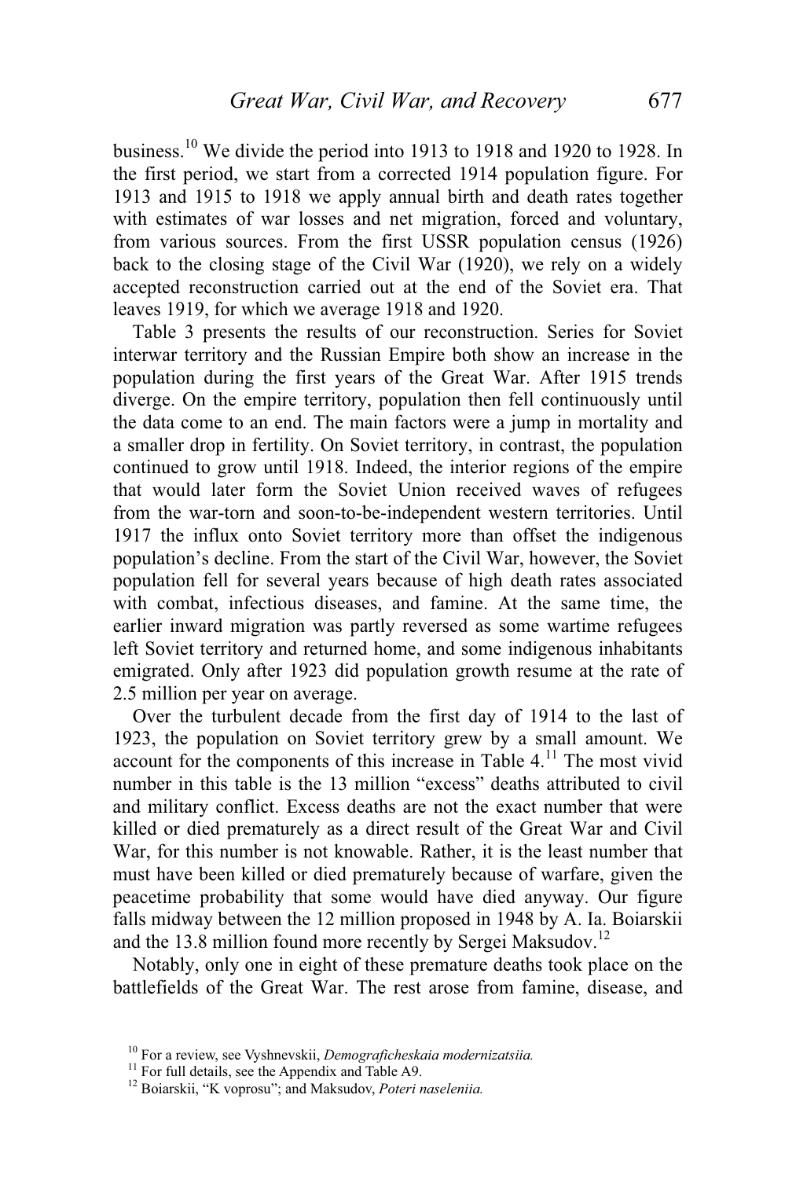business.[10] We divide the period into 1913 to 1918 and 1920 to 1928. In the first period, we start from a corrected 1914 population figure. For 1913 and 1915 to 1918 we apply annual birth and death rates together with estimates of war losses and net migration, forced and voluntary, from various sources. From the first USSR population census (1926) back to the closing stage of the Civil War (1920), we rely on a widely accepted reconstruction carried out at the end of the Soviet era. That leaves 1919, for which we average 1918 and 1920.

Table 3 presents the results of our reconstruction. Series for Soviet interwar territory and the Russian Empire both show an increase in the population during the first years of the Great War. After 1915 trends diverge. On the empire territory, population then fell continuously until the data come to an end. The main factors were a jump in mortality and a smaller drop in fertility. On Soviet territory, in contrast, the population continued to grow until 1918. Indeed, the interior regions of the empire that would later form the Soviet Union received waves of refugees from the war-torn and soon-to-be-independent western territories. Until 1917 the influx onto Soviet territory more than offset the indigenous population's decline. From the start of the Civil War, however, the Soviet population fell for several years because of high death rates associated with combat, infectious diseases, and famine. At the same time, the earlier inward migration was partly reversed as some wartime refugees left Soviet territory and returned home, and some indigenous inhabitants emigrated. Only after 1923 did population growth resume at the rate of 2.5 million per year on average.

Over the turbulent decade from the first day of 1914 to the last of 1923, the population on Soviet territory grew by a small amount. We account for the components of this increase in Table 4.[11] The most vivid number in this table is the 13 million "excess" deaths attributed to civil and military conflict. Excess deaths are not the exact number that were killed or died prematurely as a direct result of the Great War and Civil War, for this number is not knowable. Rather, it is the least number that must have been killed or died prematurely because of warfare, given the peacetime probability that some would have died anyway. Our figure falls midway between the 12 million proposed in 1948 by A. Ia. Boiarskii and the 13.8 million found more recently by Sergei Maksudov.[12]

Notably, only one in eight of these premature deaths took place on the battlefields of the Great War. The rest arose from famine, disease, and

[10] For a review, see Vyshnevskii, *Demograficheskaia modernizatsiia.*

[11] For full details, see the Appendix and Table A9.

[12] Boiarskii, "K voprosu"; and Maksudov, *Poteri naseleniia.*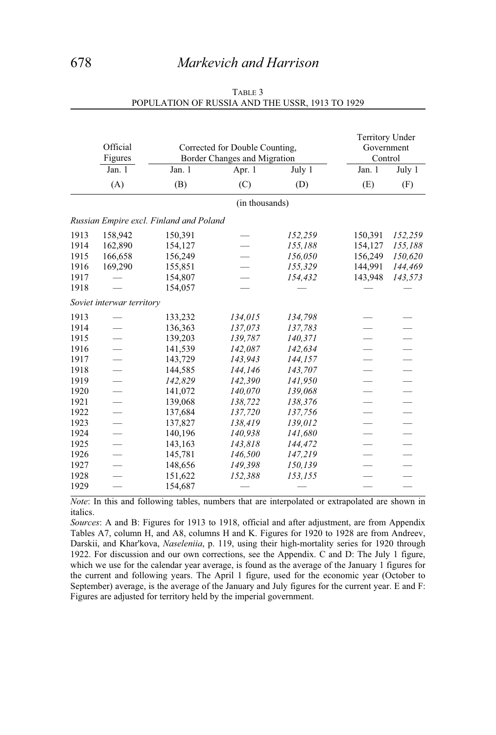TABLE 3
POPULATION OF RUSSIA AND THE USSR, 1913 TO 1929

| | Official Figures | Corrected for Double Counting, Border Changes and Migration | | | Territory Under Government Control | |
|---|---|---|---|---|---|---|
| | Jan. 1 | Jan. 1 | Apr. 1 | July 1 | Jan. 1 | July 1 |
| | (A) | (B) | (C) | (D) | (E) | (F) |
| | | | (in thousands) | | | |
| *Russian Empire excl. Finland and Poland* | | | | | | |
| 1913 | 158,942 | 150,391 | — | *152,259* | 150,391 | *152,259* |
| 1914 | 162,890 | 154,127 | — | *155,188* | 154,127 | *155,188* |
| 1915 | 166,658 | 156,249 | — | *156,050* | 156,249 | *150,620* |
| 1916 | 169,290 | 155,851 | — | *155,329* | 144,991 | *144,469* |
| 1917 | — | 154,807 | — | *154,432* | 143,948 | *143,573* |
| 1918 | — | 154,057 | — | — | — | — |
| *Soviet interwar territory* | | | | | | |
| 1913 | — | 133,232 | *134,015* | *134,798* | — | — |
| 1914 | — | 136,363 | *137,073* | *137,783* | — | — |
| 1915 | — | 139,203 | *139,787* | *140,371* | — | — |
| 1916 | — | 141,539 | *142,087* | *142,634* | — | — |
| 1917 | — | 143,729 | *143,943* | *144,157* | — | — |
| 1918 | — | 144,585 | *144,146* | *143,707* | — | — |
| 1919 | — | *142,829* | *142,390* | *141,950* | — | — |
| 1920 | — | 141,072 | *140,070* | *139,068* | — | — |
| 1921 | — | 139,068 | *138,722* | *138,376* | — | — |
| 1922 | — | 137,684 | *137,720* | *137,756* | — | — |
| 1923 | — | 137,827 | *138,419* | *139,012* | — | — |
| 1924 | — | 140,196 | *140,938* | *141,680* | — | — |
| 1925 | — | 143,163 | *143,818* | *144,472* | — | — |
| 1926 | — | 145,781 | *146,500* | *147,219* | — | — |
| 1927 | — | 148,656 | *149,398* | *150,139* | — | — |
| 1928 | — | 151,622 | *152,388* | *153,155* | — | — |
| 1929 | — | 154,687 | — | — | — | — |

*Note*: In this and following tables, numbers that are interpolated or extrapolated are shown in italics.

*Sources*: A and B: Figures for 1913 to 1918, official and after adjustment, are from Appendix Tables A7, column H, and A8, columns H and K. Figures for 1920 to 1928 are from Andreev, Darskii, and Khar'kova, *Naseleniia*, p. 119, using their high-mortality series for 1920 through 1922. For discussion and our own corrections, see the Appendix. C and D: The July 1 figure, which we use for the calendar year average, is found as the average of the January 1 figures for the current and following years. The April 1 figure, used for the economic year (October to September) average, is the average of the January and July figures for the current year. E and F: Figures are adjusted for territory held by the imperial government.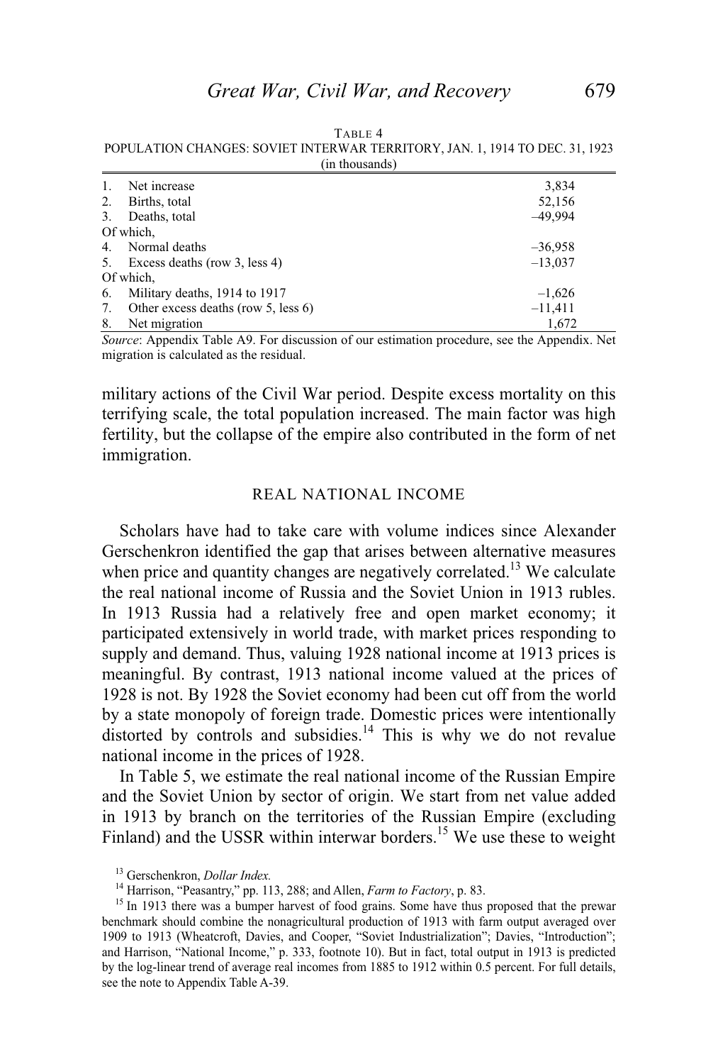TABLE 4
POPULATION CHANGES: SOVIET INTERWAR TERRITORY, JAN. 1, 1914 TO DEC. 31, 1923
(in thousands)

| | |
|---|---:|
| 1. Net increase | 3,834 |
| 2. Births, total | 52,156 |
| 3. Deaths, total | –49,994 |
| Of which, | |
| 4. Normal deaths | –36,958 |
| 5. Excess deaths (row 3, less 4) | –13,037 |
| Of which, | |
| 6. Military deaths, 1914 to 1917 | –1,626 |
| 7. Other excess deaths (row 5, less 6) | –11,411 |
| 8. Net migration | 1,672 |

*Source*: Appendix Table A9. For discussion of our estimation procedure, see the Appendix. Net migration is calculated as the residual.

military actions of the Civil War period. Despite excess mortality on this terrifying scale, the total population increased. The main factor was high fertility, but the collapse of the empire also contributed in the form of net immigration.

## REAL NATIONAL INCOME

Scholars have had to take care with volume indices since Alexander Gerschenkron identified the gap that arises between alternative measures when price and quantity changes are negatively correlated.[13] We calculate the real national income of Russia and the Soviet Union in 1913 rubles. In 1913 Russia had a relatively free and open market economy; it participated extensively in world trade, with market prices responding to supply and demand. Thus, valuing 1928 national income at 1913 prices is meaningful. By contrast, 1913 national income valued at the prices of 1928 is not. By 1928 the Soviet economy had been cut off from the world by a state monopoly of foreign trade. Domestic prices were intentionally distorted by controls and subsidies.[14] This is why we do not revalue national income in the prices of 1928.

In Table 5, we estimate the real national income of the Russian Empire and the Soviet Union by sector of origin. We start from net value added in 1913 by branch on the territories of the Russian Empire (excluding Finland) and the USSR within interwar borders.[15] We use these to weight

[13] Gerschenkron, *Dollar Index.*

[14] Harrison, "Peasantry," pp. 113, 288; and Allen, *Farm to Factory*, p. 83.

[15] In 1913 there was a bumper harvest of food grains. Some have thus proposed that the prewar benchmark should combine the nonagricultural production of 1913 with farm output averaged over 1909 to 1913 (Wheatcroft, Davies, and Cooper, "Soviet Industrialization"; Davies, "Introduction"; and Harrison, "National Income," p. 333, footnote 10). But in fact, total output in 1913 is predicted by the log-linear trend of average real incomes from 1885 to 1912 within 0.5 percent. For full details, see the note to Appendix Table A-39.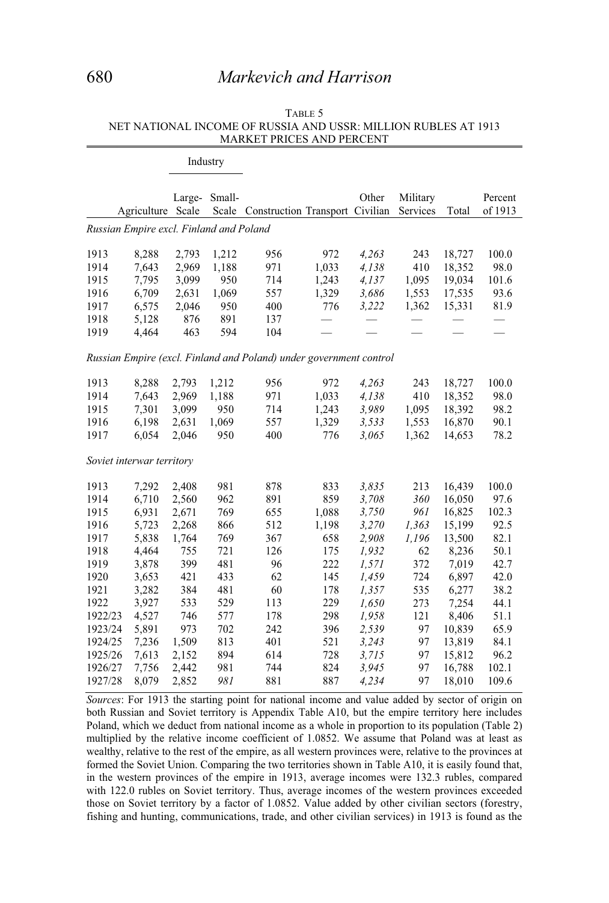TABLE 5
NET NATIONAL INCOME OF RUSSIA AND USSR: MILLION RUBLES AT 1913 MARKET PRICES AND PERCENT

| | Agriculture | Industry: Large-Scale | Industry: Small-Scale | Construction | Transport | Other Civilian | Military Services | Total | Percent of 1913 |
|---|---|---|---|---|---|---|---|---|---|
| *Russian Empire excl. Finland and Poland* | | | | | | | | | |
| 1913 | 8,288 | 2,793 | 1,212 | 956 | 972 | *4,263* | 243 | 18,727 | 100.0 |
| 1914 | 7,643 | 2,969 | 1,188 | 971 | 1,033 | *4,138* | 410 | 18,352 | 98.0 |
| 1915 | 7,795 | 3,099 | 950 | 714 | 1,243 | *4,137* | 1,095 | 19,034 | 101.6 |
| 1916 | 6,709 | 2,631 | 1,069 | 557 | 1,329 | *3,686* | 1,553 | 17,535 | 93.6 |
| 1917 | 6,575 | 2,046 | 950 | 400 | 776 | *3,222* | 1,362 | 15,331 | 81.9 |
| 1918 | 5,128 | 876 | 891 | 137 | — | — | — | — | — |
| 1919 | 4,464 | 463 | 594 | 104 | — | — | — | — | — |
| *Russian Empire (excl. Finland and Poland) under government control* | | | | | | | | | |
| 1913 | 8,288 | 2,793 | 1,212 | 956 | 972 | *4,263* | 243 | 18,727 | 100.0 |
| 1914 | 7,643 | 2,969 | 1,188 | 971 | 1,033 | *4,138* | 410 | 18,352 | 98.0 |
| 1915 | 7,301 | 3,099 | 950 | 714 | 1,243 | *3,989* | 1,095 | 18,392 | 98.2 |
| 1916 | 6,198 | 2,631 | 1,069 | 557 | 1,329 | *3,533* | 1,553 | 16,870 | 90.1 |
| 1917 | 6,054 | 2,046 | 950 | 400 | 776 | *3,065* | 1,362 | 14,653 | 78.2 |
| *Soviet interwar territory* | | | | | | | | | |
| 1913 | 7,292 | 2,408 | 981 | 878 | 833 | *3,835* | 213 | 16,439 | 100.0 |
| 1914 | 6,710 | 2,560 | 962 | 891 | 859 | *3,708* | *360* | 16,050 | 97.6 |
| 1915 | 6,931 | 2,671 | 769 | 655 | 1,088 | *3,750* | *961* | 16,825 | 102.3 |
| 1916 | 5,723 | 2,268 | 866 | 512 | 1,198 | *3,270* | *1,363* | 15,199 | 92.5 |
| 1917 | 5,838 | 1,764 | 769 | 367 | 658 | *2,908* | *1,196* | 13,500 | 82.1 |
| 1918 | 4,464 | 755 | 721 | 126 | 175 | *1,932* | 62 | 8,236 | 50.1 |
| 1919 | 3,878 | 399 | 481 | 96 | 222 | *1,571* | 372 | 7,019 | 42.7 |
| 1920 | 3,653 | 421 | 433 | 62 | 145 | *1,459* | 724 | 6,897 | 42.0 |
| 1921 | 3,282 | 384 | 481 | 60 | 178 | *1,357* | 535 | 6,277 | 38.2 |
| 1922 | 3,927 | 533 | 529 | 113 | 229 | *1,650* | 273 | 7,254 | 44.1 |
| 1922/23 | 4,527 | 746 | 577 | 178 | 298 | *1,958* | 121 | 8,406 | 51.1 |
| 1923/24 | 5,891 | 973 | 702 | 242 | 396 | *2,539* | 97 | 10,839 | 65.9 |
| 1924/25 | 7,236 | 1,509 | 813 | 401 | 521 | *3,243* | 97 | 13,819 | 84.1 |
| 1925/26 | 7,613 | 2,152 | 894 | 614 | 728 | *3,715* | 97 | 15,812 | 96.2 |
| 1926/27 | 7,756 | 2,442 | 981 | 744 | 824 | *3,945* | 97 | 16,788 | 102.1 |
| 1927/28 | 8,079 | 2,852 | *981* | 881 | 887 | *4,234* | 97 | 18,010 | 109.6 |

*Sources*: For 1913 the starting point for national income and value added by sector of origin on both Russian and Soviet territory is Appendix Table A10, but the empire territory here includes Poland, which we deduct from national income as a whole in proportion to its population (Table 2) multiplied by the relative income coefficient of 1.0852. We assume that Poland was at least as wealthy, relative to the rest of the empire, as all western provinces were, relative to the provinces at formed the Soviet Union. Comparing the two territories shown in Table A10, it is easily found that, in the western provinces of the empire in 1913, average incomes were 132.3 rubles, compared with 122.0 rubles on Soviet territory. Thus, average incomes of the western provinces exceeded those on Soviet territory by a factor of 1.0852. Value added by other civilian sectors (forestry, fishing and hunting, communications, trade, and other civilian services) in 1913 is found as the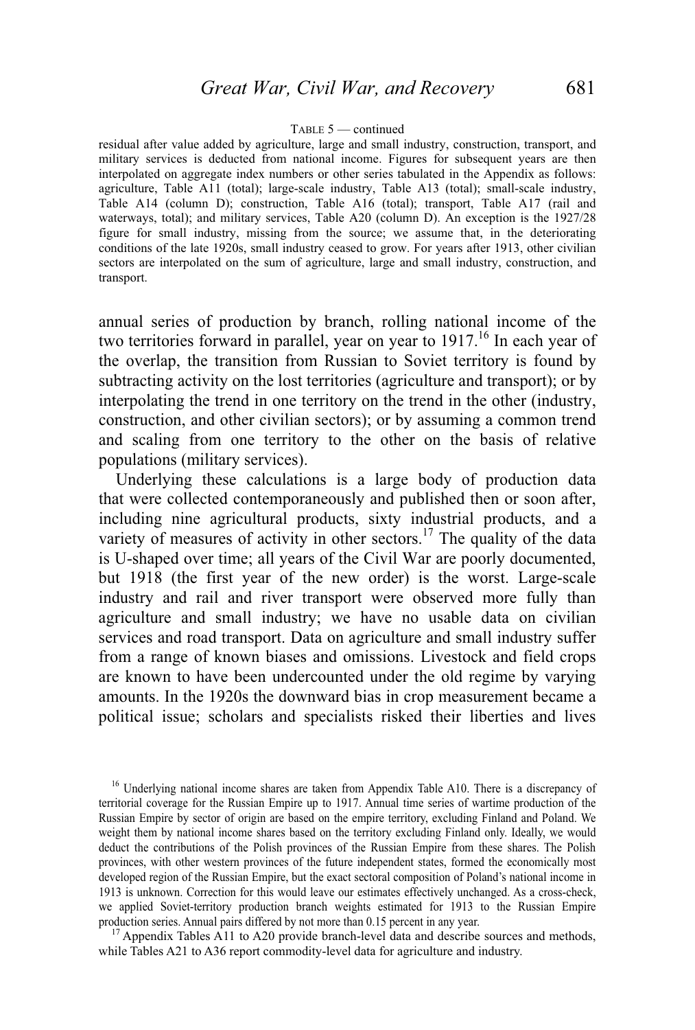TABLE 5 — continued

residual after value added by agriculture, large and small industry, construction, transport, and military services is deducted from national income. Figures for subsequent years are then interpolated on aggregate index numbers or other series tabulated in the Appendix as follows: agriculture, Table A11 (total); large-scale industry, Table A13 (total); small-scale industry, Table A14 (column D); construction, Table A16 (total); transport, Table A17 (rail and waterways, total); and military services, Table A20 (column D). An exception is the 1927/28 figure for small industry, missing from the source; we assume that, in the deteriorating conditions of the late 1920s, small industry ceased to grow. For years after 1913, other civilian sectors are interpolated on the sum of agriculture, large and small industry, construction, and transport.

annual series of production by branch, rolling national income of the two territories forward in parallel, year on year to 1917.[16] In each year of the overlap, the transition from Russian to Soviet territory is found by subtracting activity on the lost territories (agriculture and transport); or by interpolating the trend in one territory on the trend in the other (industry, construction, and other civilian sectors); or by assuming a common trend and scaling from one territory to the other on the basis of relative populations (military services).

Underlying these calculations is a large body of production data that were collected contemporaneously and published then or soon after, including nine agricultural products, sixty industrial products, and a variety of measures of activity in other sectors.[17] The quality of the data is U-shaped over time; all years of the Civil War are poorly documented, but 1918 (the first year of the new order) is the worst. Large-scale industry and rail and river transport were observed more fully than agriculture and small industry; we have no usable data on civilian services and road transport. Data on agriculture and small industry suffer from a range of known biases and omissions. Livestock and field crops are known to have been undercounted under the old regime by varying amounts. In the 1920s the downward bias in crop measurement became a political issue; scholars and specialists risked their liberties and lives

[16] Underlying national income shares are taken from Appendix Table A10. There is a discrepancy of territorial coverage for the Russian Empire up to 1917. Annual time series of wartime production of the Russian Empire by sector of origin are based on the empire territory, excluding Finland and Poland. We weight them by national income shares based on the territory excluding Finland only. Ideally, we would deduct the contributions of the Polish provinces of the Russian Empire from these shares. The Polish provinces, with other western provinces of the future independent states, formed the economically most developed region of the Russian Empire, but the exact sectoral composition of Poland's national income in 1913 is unknown. Correction for this would leave our estimates effectively unchanged. As a cross-check, we applied Soviet-territory production branch weights estimated for 1913 to the Russian Empire production series. Annual pairs differed by not more than 0.15 percent in any year.

[17] Appendix Tables A11 to A20 provide branch-level data and describe sources and methods, while Tables A21 to A36 report commodity-level data for agriculture and industry.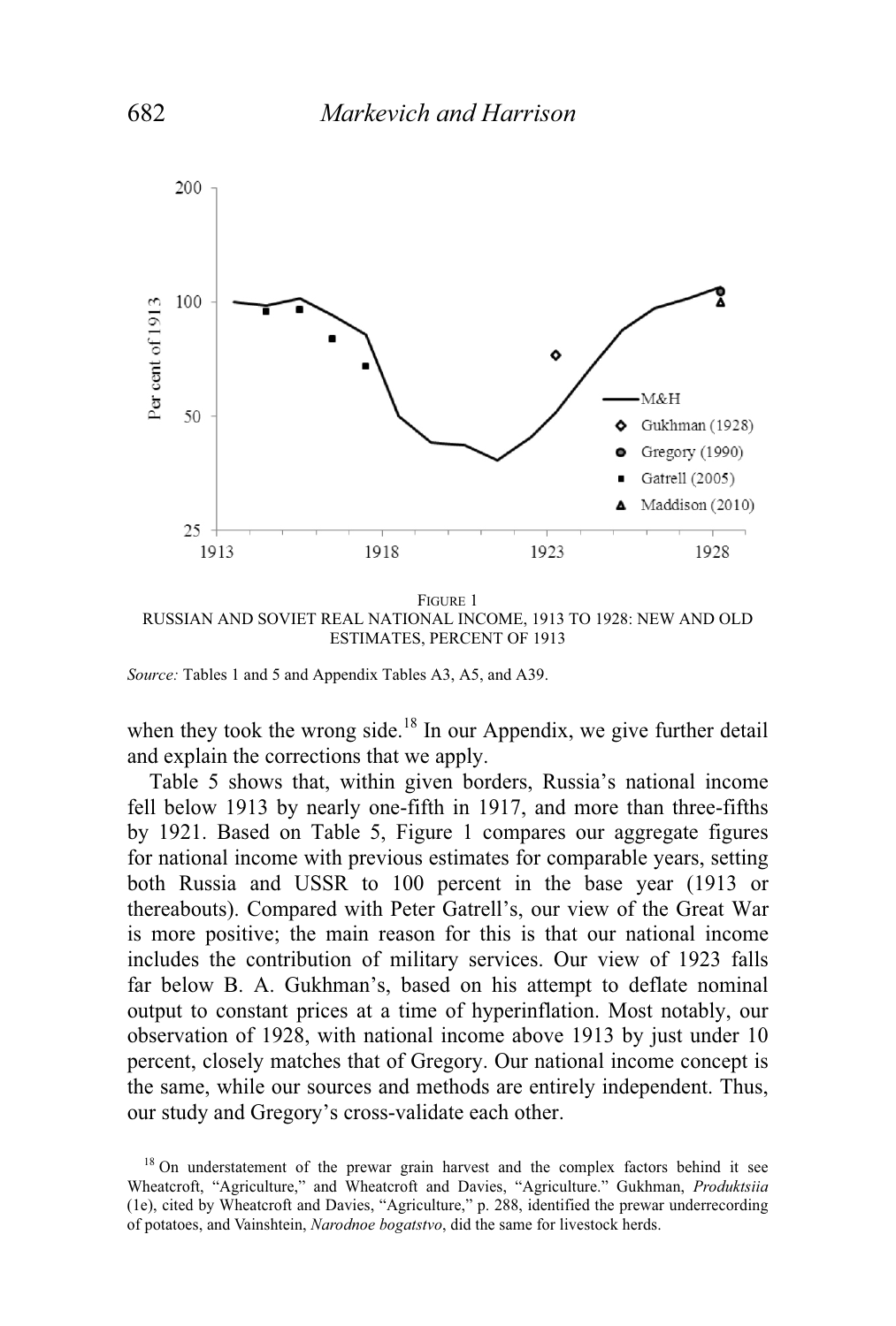FIGURE 1
RUSSIAN AND SOVIET REAL NATIONAL INCOME, 1913 TO 1928: NEW AND OLD ESTIMATES, PERCENT OF 1913

*Source:* Tables 1 and 5 and Appendix Tables A3, A5, and A39.

when they took the wrong side.[18] In our Appendix, we give further detail and explain the corrections that we apply.

Table 5 shows that, within given borders, Russia's national income fell below 1913 by nearly one-fifth in 1917, and more than three-fifths by 1921. Based on Table 5, Figure 1 compares our aggregate figures for national income with previous estimates for comparable years, setting both Russia and USSR to 100 percent in the base year (1913 or thereabouts). Compared with Peter Gatrell's, our view of the Great War is more positive; the main reason for this is that our national income includes the contribution of military services. Our view of 1923 falls far below B. A. Gukhman's, based on his attempt to deflate nominal output to constant prices at a time of hyperinflation. Most notably, our observation of 1928, with national income above 1913 by just under 10 percent, closely matches that of Gregory. Our national income concept is the same, while our sources and methods are entirely independent. Thus, our study and Gregory's cross-validate each other.

[18] On understatement of the prewar grain harvest and the complex factors behind it see Wheatcroft, "Agriculture," and Wheatcroft and Davies, "Agriculture." Gukhman, *Produktsiia* (1e), cited by Wheatcroft and Davies, "Agriculture," p. 288, identified the prewar underrecording of potatoes, and Vainshtein, *Narodnoe bogatstvo*, did the same for livestock herds.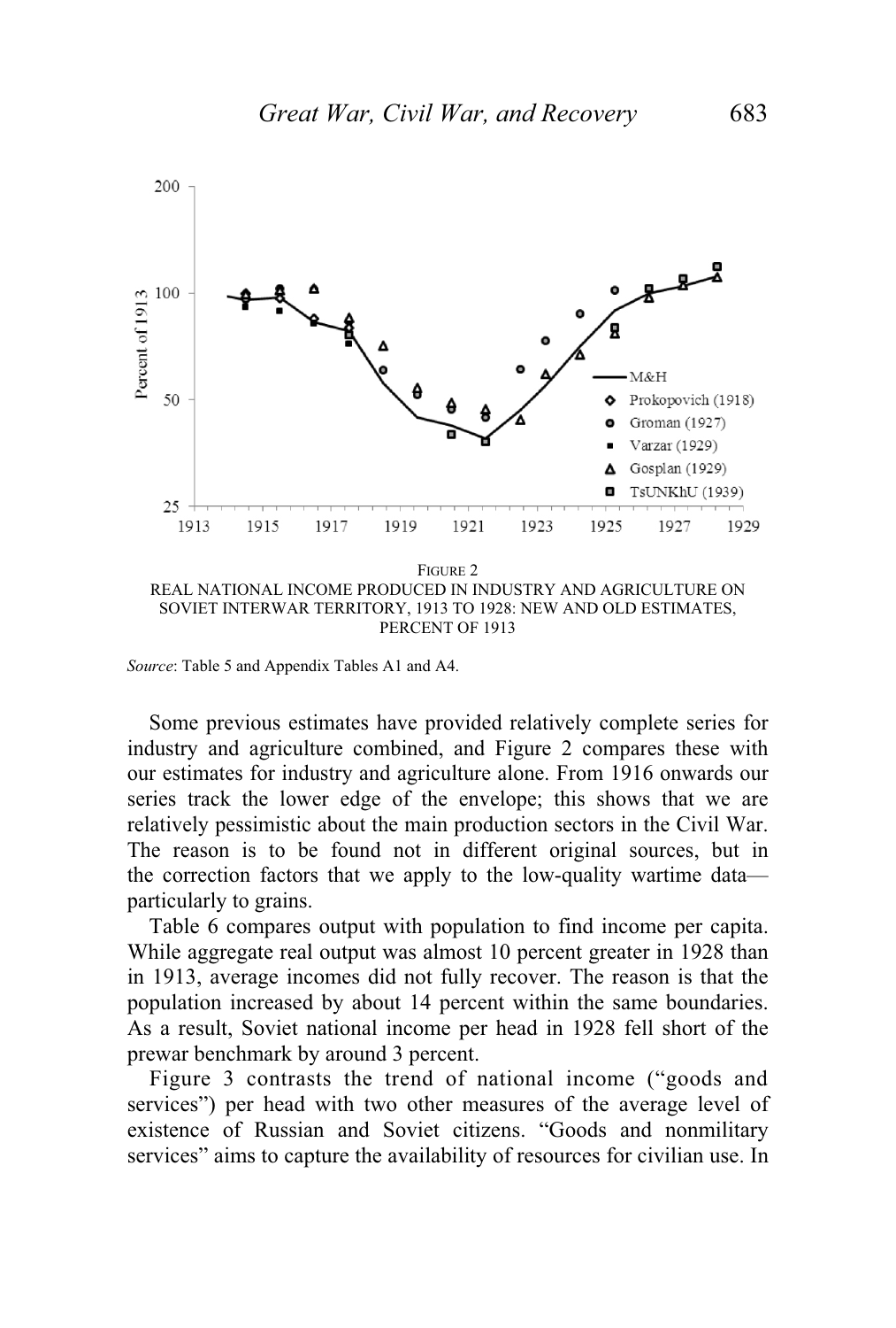FIGURE 2
REAL NATIONAL INCOME PRODUCED IN INDUSTRY AND AGRICULTURE ON SOVIET INTERWAR TERRITORY, 1913 TO 1928: NEW AND OLD ESTIMATES, PERCENT OF 1913

*Source*: Table 5 and Appendix Tables A1 and A4.

Some previous estimates have provided relatively complete series for industry and agriculture combined, and Figure 2 compares these with our estimates for industry and agriculture alone. From 1916 onwards our series track the lower edge of the envelope; this shows that we are relatively pessimistic about the main production sectors in the Civil War. The reason is to be found not in different original sources, but in the correction factors that we apply to the low-quality wartime data—particularly to grains.

Table 6 compares output with population to find income per capita. While aggregate real output was almost 10 percent greater in 1928 than in 1913, average incomes did not fully recover. The reason is that the population increased by about 14 percent within the same boundaries. As a result, Soviet national income per head in 1928 fell short of the prewar benchmark by around 3 percent.

Figure 3 contrasts the trend of national income ("goods and services") per head with two other measures of the average level of existence of Russian and Soviet citizens. "Goods and nonmilitary services" aims to capture the availability of resources for civilian use. In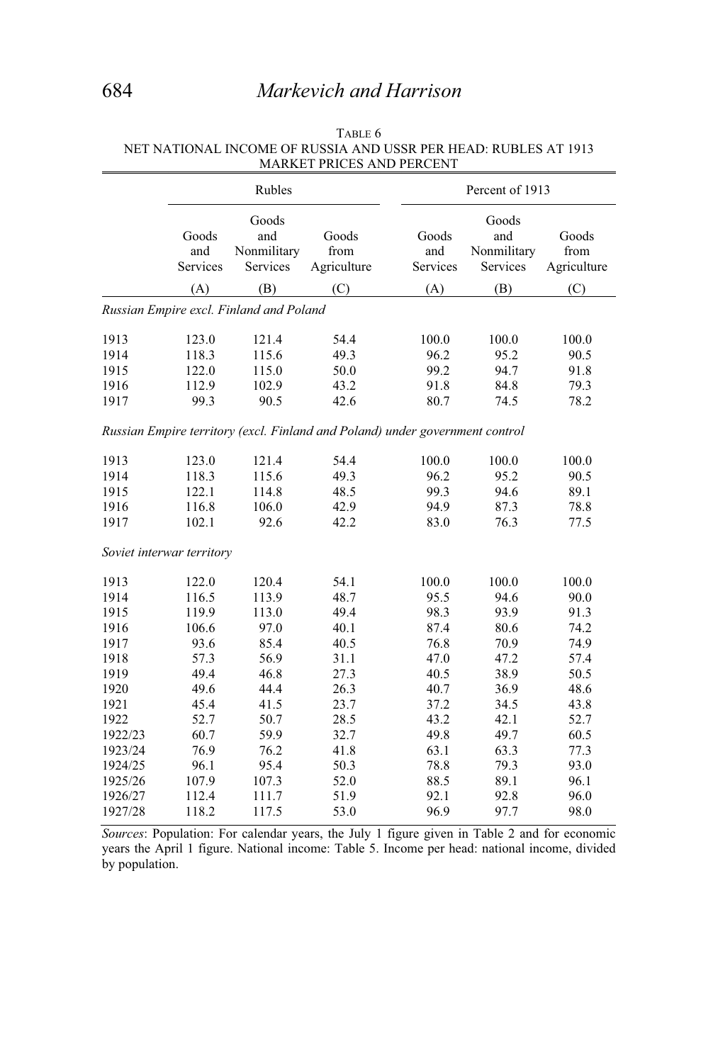TABLE 6
NET NATIONAL INCOME OF RUSSIA AND USSR PER HEAD: RUBLES AT 1913 MARKET PRICES AND PERCENT

| | Rubles | | | Percent of 1913 | | |
|---|---|---|---|---|---|---|
| | Goods and Services | Goods and Nonmilitary Services | Goods from Agriculture | Goods and Services | Goods and Nonmilitary Services | Goods from Agriculture |
| | (A) | (B) | (C) | (A) | (B) | (C) |
| *Russian Empire excl. Finland and Poland* | | | | | | |
| 1913 | 123.0 | 121.4 | 54.4 | 100.0 | 100.0 | 100.0 |
| 1914 | 118.3 | 115.6 | 49.3 | 96.2 | 95.2 | 90.5 |
| 1915 | 122.0 | 115.0 | 50.0 | 99.2 | 94.7 | 91.8 |
| 1916 | 112.9 | 102.9 | 43.2 | 91.8 | 84.8 | 79.3 |
| 1917 | 99.3 | 90.5 | 42.6 | 80.7 | 74.5 | 78.2 |
| *Russian Empire territory (excl. Finland and Poland) under government control* | | | | | | |
| 1913 | 123.0 | 121.4 | 54.4 | 100.0 | 100.0 | 100.0 |
| 1914 | 118.3 | 115.6 | 49.3 | 96.2 | 95.2 | 90.5 |
| 1915 | 122.1 | 114.8 | 48.5 | 99.3 | 94.6 | 89.1 |
| 1916 | 116.8 | 106.0 | 42.9 | 94.9 | 87.3 | 78.8 |
| 1917 | 102.1 | 92.6 | 42.2 | 83.0 | 76.3 | 77.5 |
| *Soviet interwar territory* | | | | | | |
| 1913 | 122.0 | 120.4 | 54.1 | 100.0 | 100.0 | 100.0 |
| 1914 | 116.5 | 113.9 | 48.7 | 95.5 | 94.6 | 90.0 |
| 1915 | 119.9 | 113.0 | 49.4 | 98.3 | 93.9 | 91.3 |
| 1916 | 106.6 | 97.0 | 40.1 | 87.4 | 80.6 | 74.2 |
| 1917 | 93.6 | 85.4 | 40.5 | 76.8 | 70.9 | 74.9 |
| 1918 | 57.3 | 56.9 | 31.1 | 47.0 | 47.2 | 57.4 |
| 1919 | 49.4 | 46.8 | 27.3 | 40.5 | 38.9 | 50.5 |
| 1920 | 49.6 | 44.4 | 26.3 | 40.7 | 36.9 | 48.6 |
| 1921 | 45.4 | 41.5 | 23.7 | 37.2 | 34.5 | 43.8 |
| 1922 | 52.7 | 50.7 | 28.5 | 43.2 | 42.1 | 52.7 |
| 1922/23 | 60.7 | 59.9 | 32.7 | 49.8 | 49.7 | 60.5 |
| 1923/24 | 76.9 | 76.2 | 41.8 | 63.1 | 63.3 | 77.3 |
| 1924/25 | 96.1 | 95.4 | 50.3 | 78.8 | 79.3 | 93.0 |
| 1925/26 | 107.9 | 107.3 | 52.0 | 88.5 | 89.1 | 96.1 |
| 1926/27 | 112.4 | 111.7 | 51.9 | 92.1 | 92.8 | 96.0 |
| 1927/28 | 118.2 | 117.5 | 53.0 | 96.9 | 97.7 | 98.0 |

*Sources*: Population: For calendar years, the July 1 figure given in Table 2 and for economic years the April 1 figure. National income: Table 5. Income per head: national income, divided by population.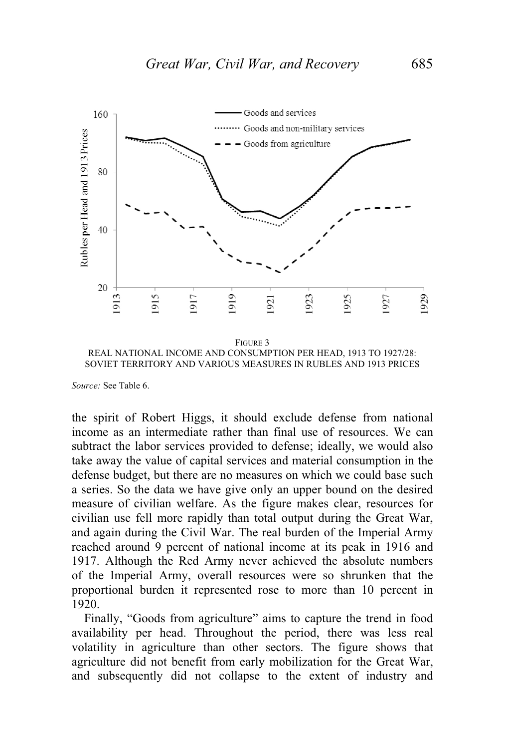FIGURE 3
REAL NATIONAL INCOME AND CONSUMPTION PER HEAD, 1913 TO 1927/28: SOVIET TERRITORY AND VARIOUS MEASURES IN RUBLES AND 1913 PRICES

*Source:* See Table 6.

the spirit of Robert Higgs, it should exclude defense from national income as an intermediate rather than final use of resources. We can subtract the labor services provided to defense; ideally, we would also take away the value of capital services and material consumption in the defense budget, but there are no measures on which we could base such a series. So the data we have give only an upper bound on the desired measure of civilian welfare. As the figure makes clear, resources for civilian use fell more rapidly than total output during the Great War, and again during the Civil War. The real burden of the Imperial Army reached around 9 percent of national income at its peak in 1916 and 1917. Although the Red Army never achieved the absolute numbers of the Imperial Army, overall resources were so shrunken that the proportional burden it represented rose to more than 10 percent in 1920.

Finally, "Goods from agriculture" aims to capture the trend in food availability per head. Throughout the period, there was less real volatility in agriculture than other sectors. The figure shows that agriculture did not benefit from early mobilization for the Great War, and subsequently did not collapse to the extent of industry and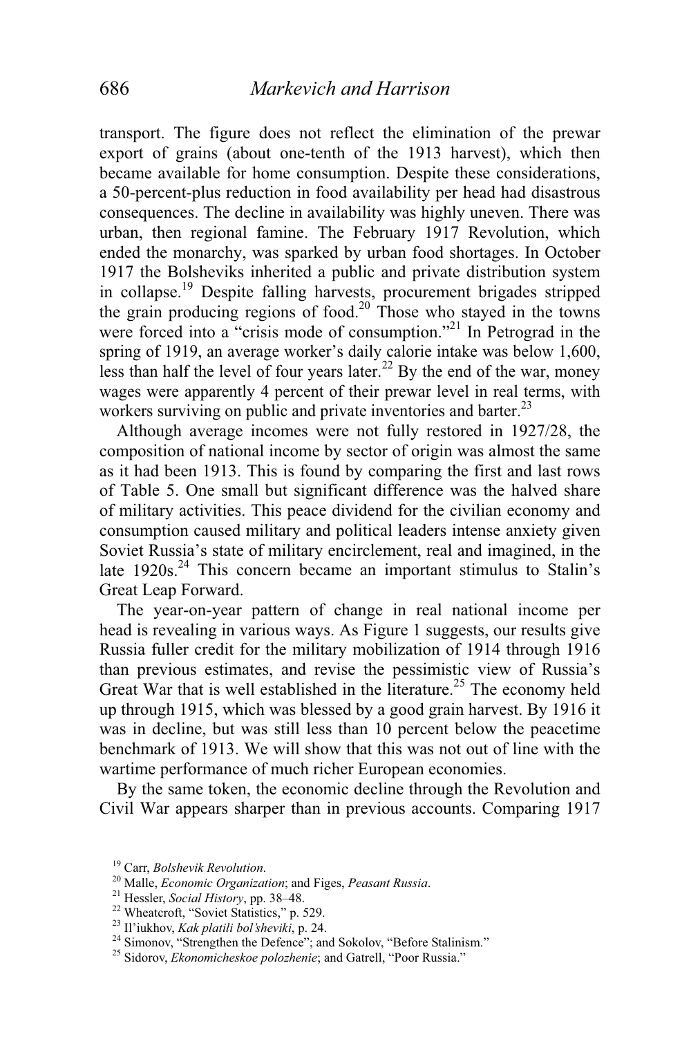transport. The figure does not reflect the elimination of the prewar export of grains (about one-tenth of the 1913 harvest), which then became available for home consumption. Despite these considerations, a 50-percent-plus reduction in food availability per head had disastrous consequences. The decline in availability was highly uneven. There was urban, then regional famine. The February 1917 Revolution, which ended the monarchy, was sparked by urban food shortages. In October 1917 the Bolsheviks inherited a public and private distribution system in collapse.[19] Despite falling harvests, procurement brigades stripped the grain producing regions of food.[20] Those who stayed in the towns were forced into a "crisis mode of consumption."[21] In Petrograd in the spring of 1919, an average worker's daily calorie intake was below 1,600, less than half the level of four years later.[22] By the end of the war, money wages were apparently 4 percent of their prewar level in real terms, with workers surviving on public and private inventories and barter.[23]

Although average incomes were not fully restored in 1927/28, the composition of national income by sector of origin was almost the same as it had been 1913. This is found by comparing the first and last rows of Table 5. One small but significant difference was the halved share of military activities. This peace dividend for the civilian economy and consumption caused military and political leaders intense anxiety given Soviet Russia's state of military encirclement, real and imagined, in the late 1920s.[24] This concern became an important stimulus to Stalin's Great Leap Forward.

The year-on-year pattern of change in real national income per head is revealing in various ways. As Figure 1 suggests, our results give Russia fuller credit for the military mobilization of 1914 through 1916 than previous estimates, and revise the pessimistic view of Russia's Great War that is well established in the literature.[25] The economy held up through 1915, which was blessed by a good grain harvest. By 1916 it was in decline, but was still less than 10 percent below the peacetime benchmark of 1913. We will show that this was not out of line with the wartime performance of much richer European economies.

By the same token, the economic decline through the Revolution and Civil War appears sharper than in previous accounts. Comparing 1917

[19] Carr, *Bolshevik Revolution*.

[20] Malle, *Economic Organization*; and Figes, *Peasant Russia*.

[21] Hessler, *Social History*, pp. 38–48.

[22] Wheatcroft, "Soviet Statistics," p. 529.

[23] Il'iukhov, *Kak platili bol'sheviki*, p. 24.

[24] Simonov, "Strengthen the Defence"; and Sokolov, "Before Stalinism."

[25] Sidorov, *Ekonomicheskoe polozhenie*; and Gatrell, "Poor Russia."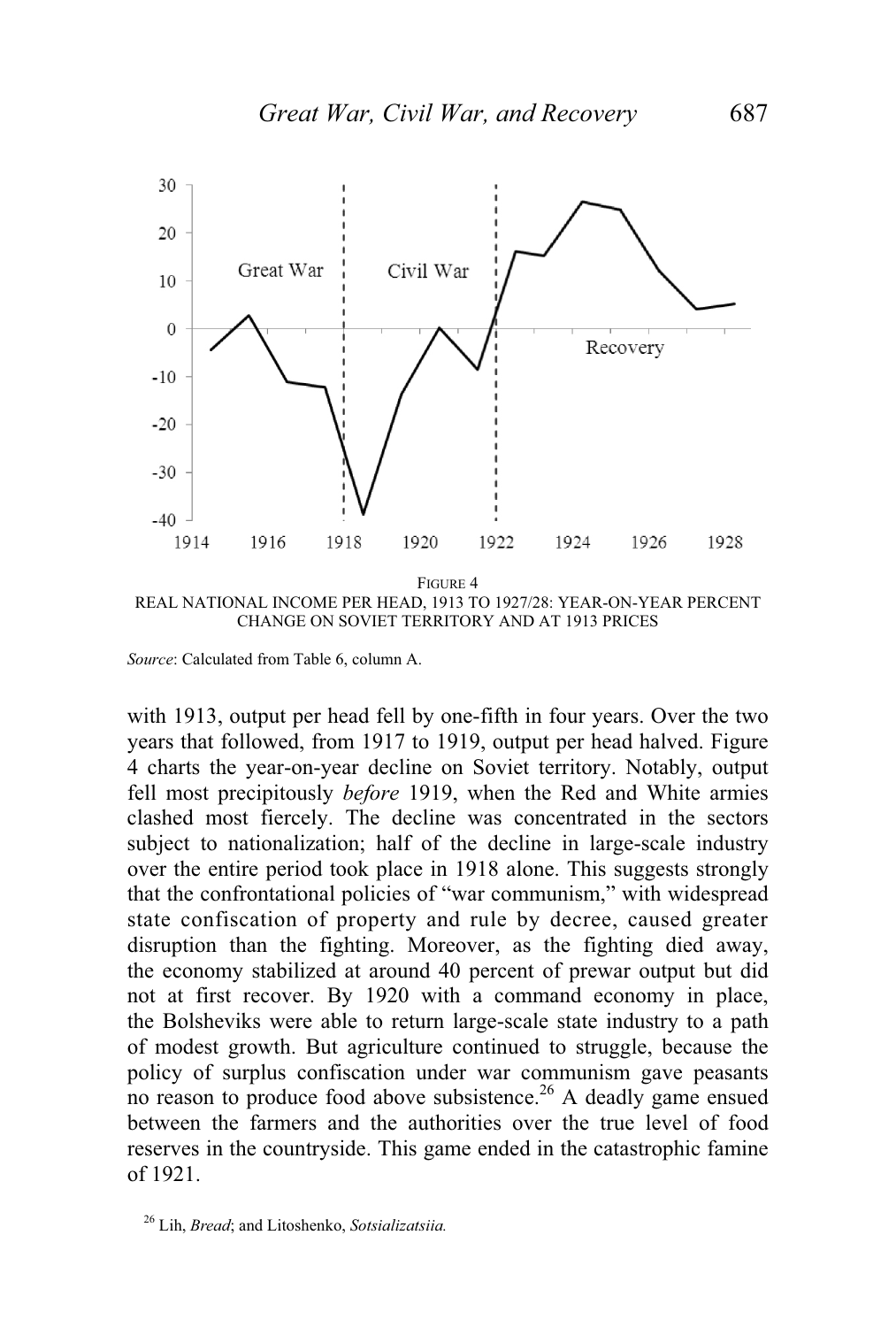FIGURE 4
REAL NATIONAL INCOME PER HEAD, 1913 TO 1927/28: YEAR-ON-YEAR PERCENT CHANGE ON SOVIET TERRITORY AND AT 1913 PRICES

*Source*: Calculated from Table 6, column A.

with 1913, output per head fell by one-fifth in four years. Over the two years that followed, from 1917 to 1919, output per head halved. Figure 4 charts the year-on-year decline on Soviet territory. Notably, output fell most precipitously *before* 1919, when the Red and White armies clashed most fiercely. The decline was concentrated in the sectors subject to nationalization; half of the decline in large-scale industry over the entire period took place in 1918 alone. This suggests strongly that the confrontational policies of "war communism," with widespread state confiscation of property and rule by decree, caused greater disruption than the fighting. Moreover, as the fighting died away, the economy stabilized at around 40 percent of prewar output but did not at first recover. By 1920 with a command economy in place, the Bolsheviks were able to return large-scale state industry to a path of modest growth. But agriculture continued to struggle, because the policy of surplus confiscation under war communism gave peasants no reason to produce food above subsistence.[26] A deadly game ensued between the farmers and the authorities over the true level of food reserves in the countryside. This game ended in the catastrophic famine of 1921.

[26] Lih, *Bread*; and Litoshenko, *Sotsializatsiia.*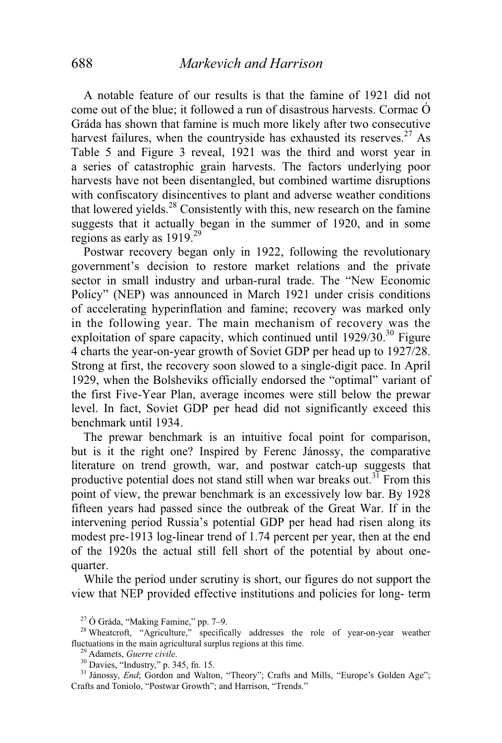A notable feature of our results is that the famine of 1921 did not come out of the blue; it followed a run of disastrous harvests. Cormac Ó Gráda has shown that famine is much more likely after two consecutive harvest failures, when the countryside has exhausted its reserves.[27] As Table 5 and Figure 3 reveal, 1921 was the third and worst year in a series of catastrophic grain harvests. The factors underlying poor harvests have not been disentangled, but combined wartime disruptions with confiscatory disincentives to plant and adverse weather conditions that lowered yields.[28] Consistently with this, new research on the famine suggests that it actually began in the summer of 1920, and in some regions as early as 1919.[29]

Postwar recovery began only in 1922, following the revolutionary government's decision to restore market relations and the private sector in small industry and urban-rural trade. The "New Economic Policy" (NEP) was announced in March 1921 under crisis conditions of accelerating hyperinflation and famine; recovery was marked only in the following year. The main mechanism of recovery was the exploitation of spare capacity, which continued until 1929/30.[30] Figure 4 charts the year-on-year growth of Soviet GDP per head up to 1927/28. Strong at first, the recovery soon slowed to a single-digit pace. In April 1929, when the Bolsheviks officially endorsed the "optimal" variant of the first Five-Year Plan, average incomes were still below the prewar level. In fact, Soviet GDP per head did not significantly exceed this benchmark until 1934.

The prewar benchmark is an intuitive focal point for comparison, but is it the right one? Inspired by Ferenc Jánossy, the comparative literature on trend growth, war, and postwar catch-up suggests that productive potential does not stand still when war breaks out.[31] From this point of view, the prewar benchmark is an excessively low bar. By 1928 fifteen years had passed since the outbreak of the Great War. If in the intervening period Russia's potential GDP per head had risen along its modest pre-1913 log-linear trend of 1.74 percent per year, then at the end of the 1920s the actual still fell short of the potential by about one-quarter.

While the period under scrutiny is short, our figures do not support the view that NEP provided effective institutions and policies for long- term

[27] Ó Gráda, "Making Famine," pp. 7–9.

[28] Wheatcroft, "Agriculture," specifically addresses the role of year-on-year weather fluctuations in the main agricultural surplus regions at this time.

[29] Adamets, *Guerre civile*.

[30] Davies, "Industry," p. 345, fn. 15.

[31] Jánossy, *End*; Gordon and Walton, "Theory"; Crafts and Mills, "Europe's Golden Age"; Crafts and Toniolo, "Postwar Growth"; and Harrison, "Trends."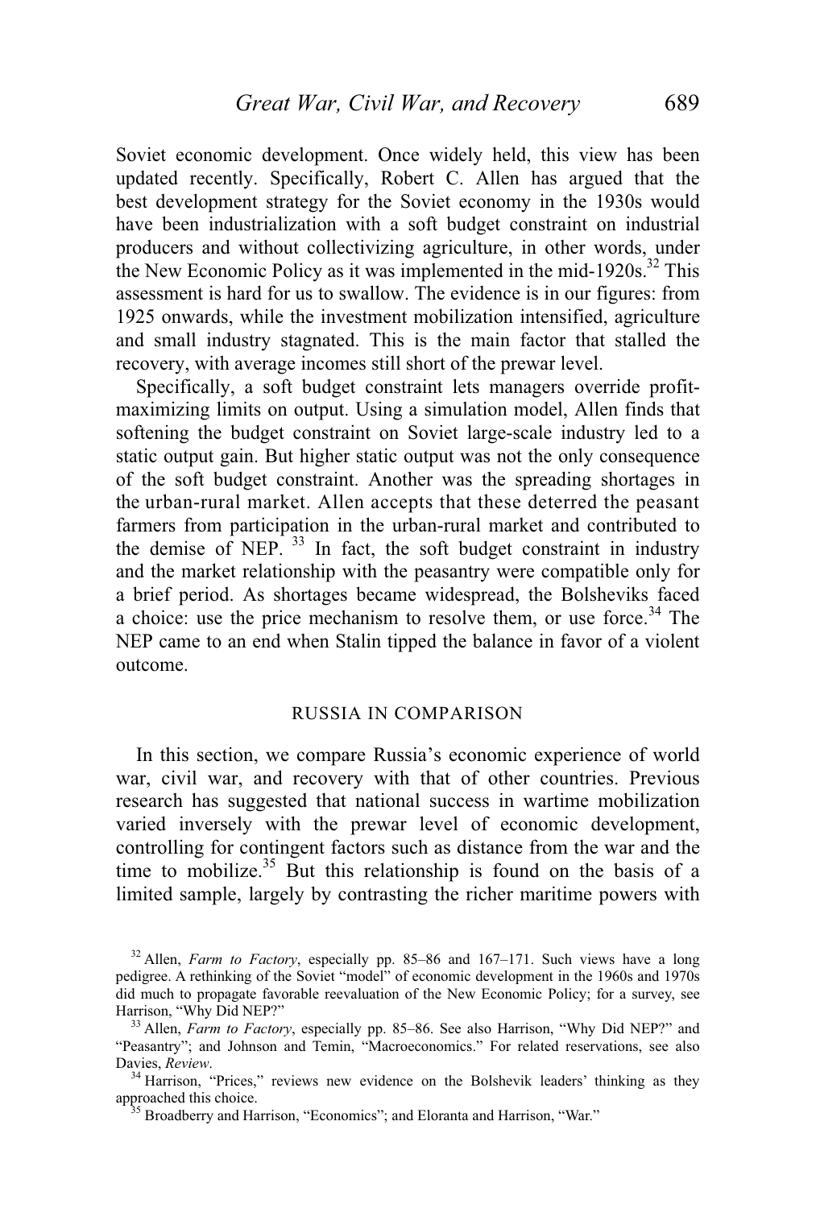Soviet economic development. Once widely held, this view has been updated recently. Specifically, Robert C. Allen has argued that the best development strategy for the Soviet economy in the 1930s would have been industrialization with a soft budget constraint on industrial producers and without collectivizing agriculture, in other words, under the New Economic Policy as it was implemented in the mid-1920s.[32] This assessment is hard for us to swallow. The evidence is in our figures: from 1925 onwards, while the investment mobilization intensified, agriculture and small industry stagnated. This is the main factor that stalled the recovery, with average incomes still short of the prewar level.

Specifically, a soft budget constraint lets managers override profit-maximizing limits on output. Using a simulation model, Allen finds that softening the budget constraint on Soviet large-scale industry led to a static output gain. But higher static output was not the only consequence of the soft budget constraint. Another was the spreading shortages in the urban-rural market. Allen accepts that these deterred the peasant farmers from participation in the urban-rural market and contributed to the demise of NEP.[33] In fact, the soft budget constraint in industry and the market relationship with the peasantry were compatible only for a brief period. As shortages became widespread, the Bolsheviks faced a choice: use the price mechanism to resolve them, or use force.[34] The NEP came to an end when Stalin tipped the balance in favor of a violent outcome.

## RUSSIA IN COMPARISON

In this section, we compare Russia's economic experience of world war, civil war, and recovery with that of other countries. Previous research has suggested that national success in wartime mobilization varied inversely with the prewar level of economic development, controlling for contingent factors such as distance from the war and the time to mobilize.[35] But this relationship is found on the basis of a limited sample, largely by contrasting the richer maritime powers with

---

[32] Allen, *Farm to Factory*, especially pp. 85–86 and 167–171. Such views have a long pedigree. A rethinking of the Soviet "model" of economic development in the 1960s and 1970s did much to propagate favorable reevaluation of the New Economic Policy; for a survey, see Harrison, "Why Did NEP?"

[33] Allen, *Farm to Factory*, especially pp. 85–86. See also Harrison, "Why Did NEP?" and "Peasantry"; and Johnson and Temin, "Macroeconomics." For related reservations, see also Davies, *Review*.

[34] Harrison, "Prices," reviews new evidence on the Bolshevik leaders' thinking as they approached this choice.

[35] Broadberry and Harrison, "Economics"; and Eloranta and Harrison, "War."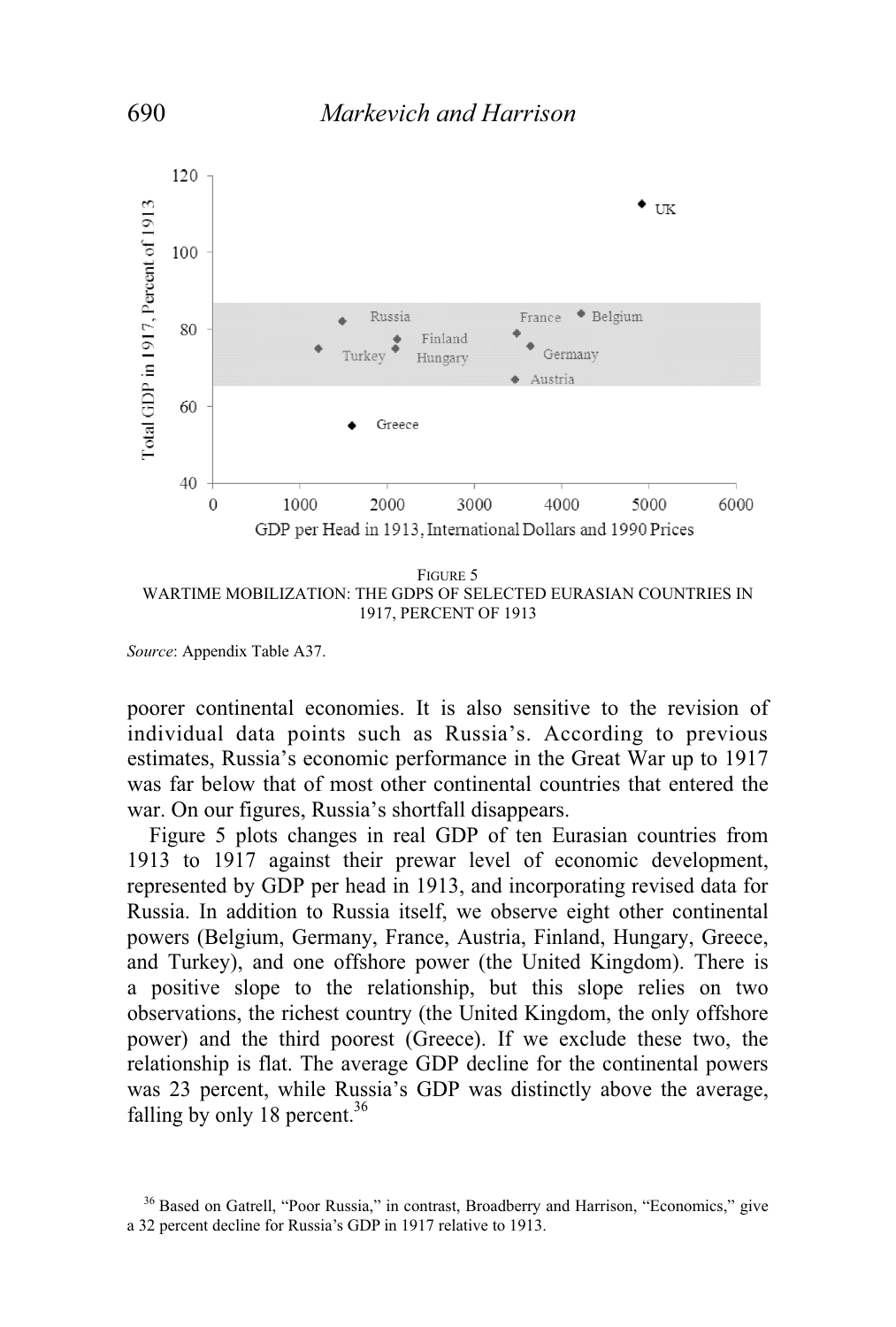FIGURE 5
WARTIME MOBILIZATION: THE GDPS OF SELECTED EURASIAN COUNTRIES IN 1917, PERCENT OF 1913

*Source*: Appendix Table A37.

poorer continental economies. It is also sensitive to the revision of individual data points such as Russia's. According to previous estimates, Russia's economic performance in the Great War up to 1917 was far below that of most other continental countries that entered the war. On our figures, Russia's shortfall disappears.

Figure 5 plots changes in real GDP of ten Eurasian countries from 1913 to 1917 against their prewar level of economic development, represented by GDP per head in 1913, and incorporating revised data for Russia. In addition to Russia itself, we observe eight other continental powers (Belgium, Germany, France, Austria, Finland, Hungary, Greece, and Turkey), and one offshore power (the United Kingdom). There is a positive slope to the relationship, but this slope relies on two observations, the richest country (the United Kingdom, the only offshore power) and the third poorest (Greece). If we exclude these two, the relationship is flat. The average GDP decline for the continental powers was 23 percent, while Russia's GDP was distinctly above the average, falling by only 18 percent.[36]

[36] Based on Gatrell, "Poor Russia," in contrast, Broadberry and Harrison, "Economics," give a 32 percent decline for Russia's GDP in 1917 relative to 1913.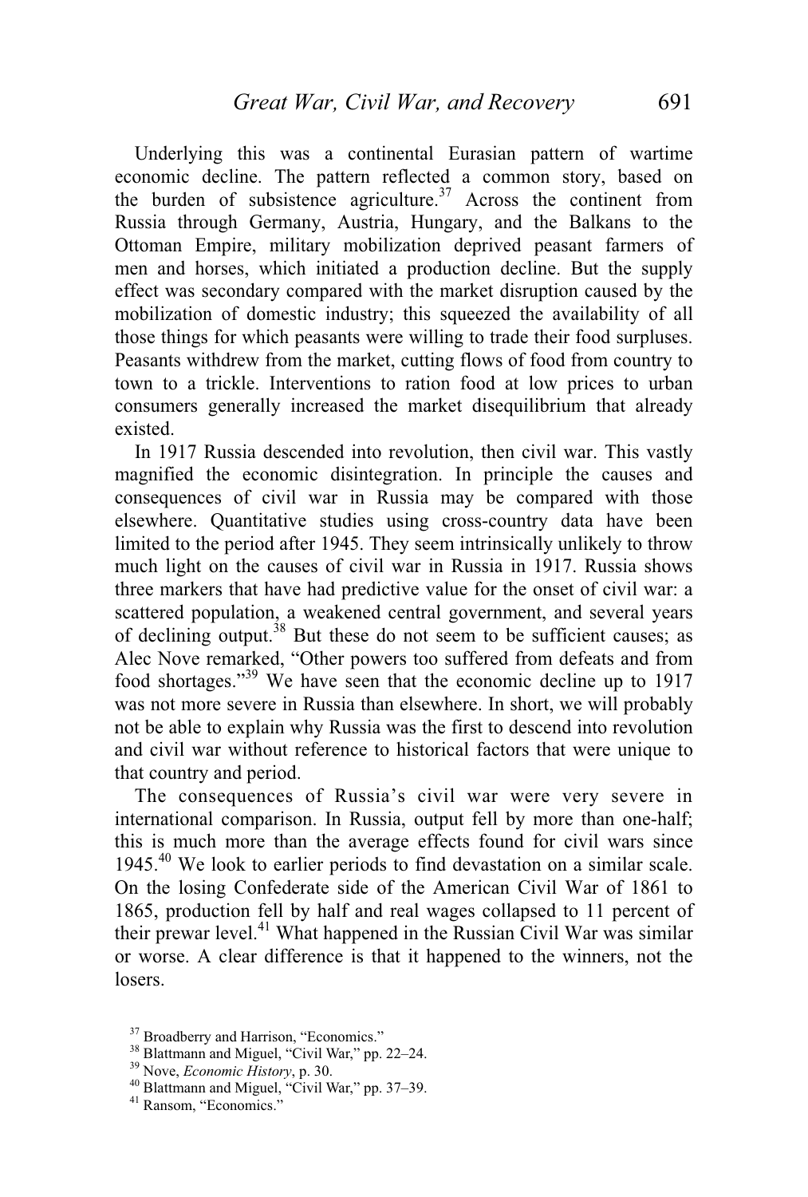Underlying this was a continental Eurasian pattern of wartime economic decline. The pattern reflected a common story, based on the burden of subsistence agriculture.[37] Across the continent from Russia through Germany, Austria, Hungary, and the Balkans to the Ottoman Empire, military mobilization deprived peasant farmers of men and horses, which initiated a production decline. But the supply effect was secondary compared with the market disruption caused by the mobilization of domestic industry; this squeezed the availability of all those things for which peasants were willing to trade their food surpluses. Peasants withdrew from the market, cutting flows of food from country to town to a trickle. Interventions to ration food at low prices to urban consumers generally increased the market disequilibrium that already existed.

In 1917 Russia descended into revolution, then civil war. This vastly magnified the economic disintegration. In principle the causes and consequences of civil war in Russia may be compared with those elsewhere. Quantitative studies using cross-country data have been limited to the period after 1945. They seem intrinsically unlikely to throw much light on the causes of civil war in Russia in 1917. Russia shows three markers that have had predictive value for the onset of civil war: a scattered population, a weakened central government, and several years of declining output.[38] But these do not seem to be sufficient causes; as Alec Nove remarked, "Other powers too suffered from defeats and from food shortages."[39] We have seen that the economic decline up to 1917 was not more severe in Russia than elsewhere. In short, we will probably not be able to explain why Russia was the first to descend into revolution and civil war without reference to historical factors that were unique to that country and period.

The consequences of Russia's civil war were very severe in international comparison. In Russia, output fell by more than one-half; this is much more than the average effects found for civil wars since 1945.[40] We look to earlier periods to find devastation on a similar scale. On the losing Confederate side of the American Civil War of 1861 to 1865, production fell by half and real wages collapsed to 11 percent of their prewar level.[41] What happened in the Russian Civil War was similar or worse. A clear difference is that it happened to the winners, not the losers.

[37] Broadberry and Harrison, "Economics."

[38] Blattmann and Miguel, "Civil War," pp. 22–24.

[39] Nove, *Economic History*, p. 30.

[40] Blattmann and Miguel, "Civil War," pp. 37–39.

[41] Ransom, "Economics."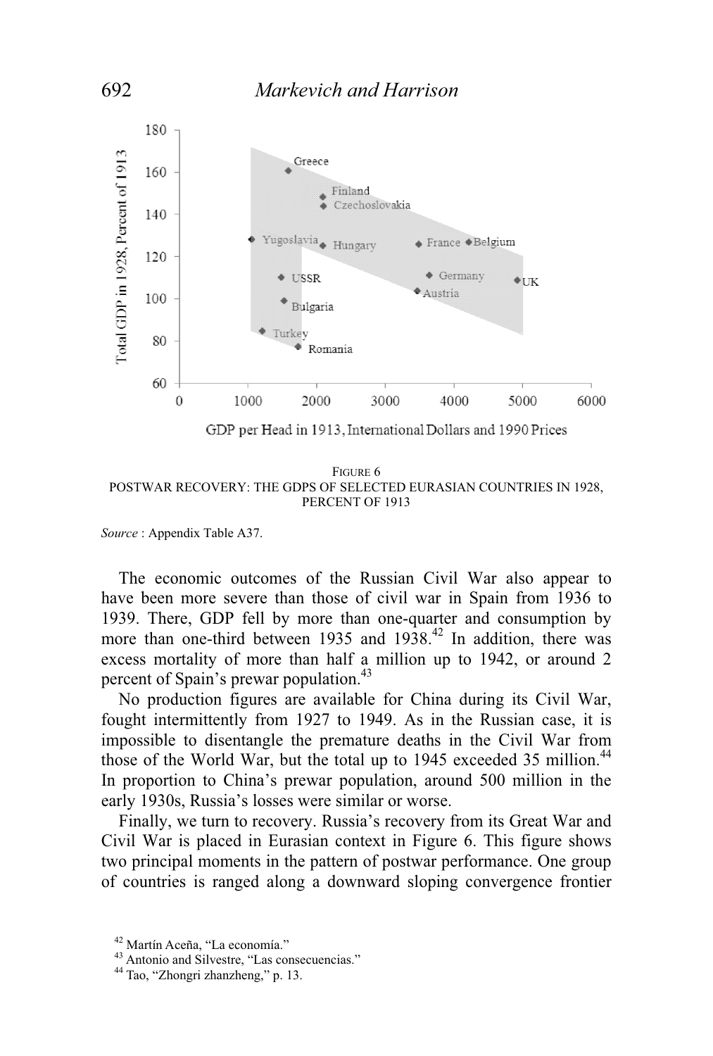FIGURE 6
POSTWAR RECOVERY: THE GDPS OF SELECTED EURASIAN COUNTRIES IN 1928, PERCENT OF 1913

*Source*: Appendix Table A37.

The economic outcomes of the Russian Civil War also appear to have been more severe than those of civil war in Spain from 1936 to 1939. There, GDP fell by more than one-quarter and consumption by more than one-third between 1935 and 1938.[42] In addition, there was excess mortality of more than half a million up to 1942, or around 2 percent of Spain's prewar population.[43]

No production figures are available for China during its Civil War, fought intermittently from 1927 to 1949. As in the Russian case, it is impossible to disentangle the premature deaths in the Civil War from those of the World War, but the total up to 1945 exceeded 35 million.[44] In proportion to China's prewar population, around 500 million in the early 1930s, Russia's losses were similar or worse.

Finally, we turn to recovery. Russia's recovery from its Great War and Civil War is placed in Eurasian context in Figure 6. This figure shows two principal moments in the pattern of postwar performance. One group of countries is ranged along a downward sloping convergence frontier

[42] Martín Aceña, "La economía."
[43] Antonio and Silvestre, "Las consecuencias."
[44] Tao, "Zhongri zhanzheng," p. 13.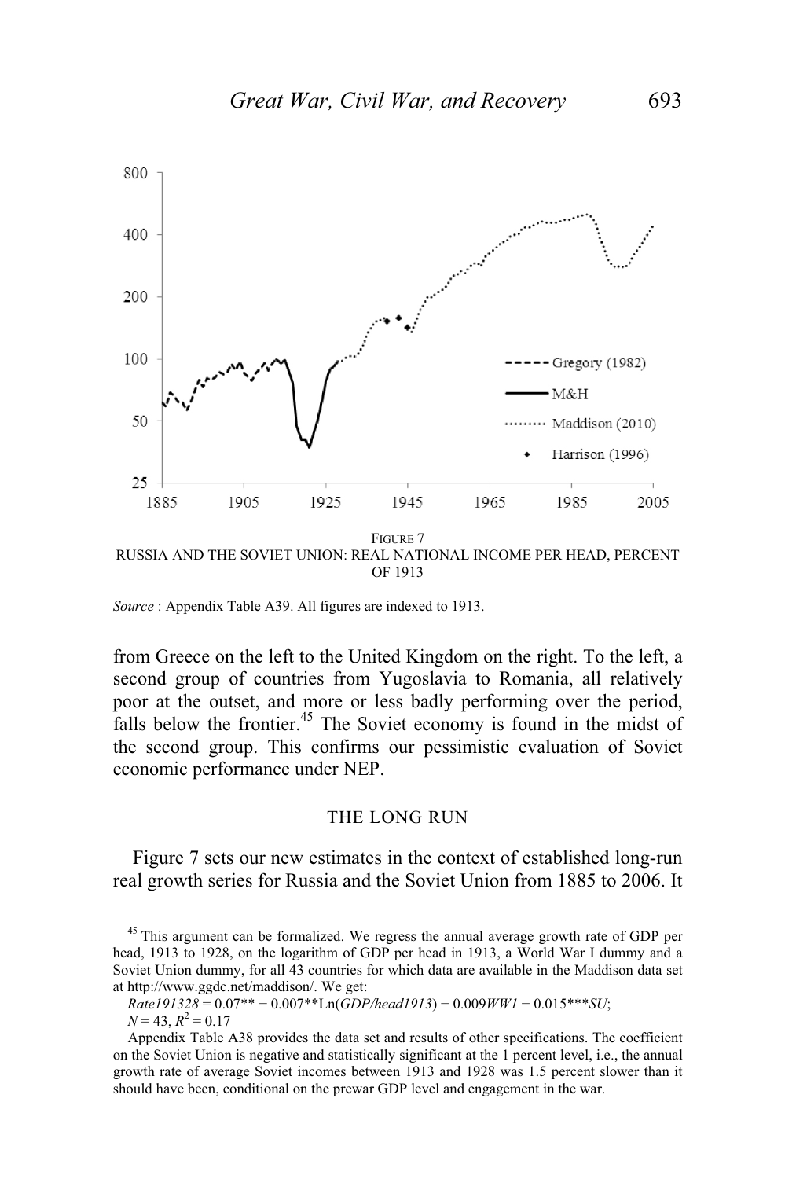FIGURE 7
RUSSIA AND THE SOVIET UNION: REAL NATIONAL INCOME PER HEAD, PERCENT OF 1913

*Source* : Appendix Table A39. All figures are indexed to 1913.

from Greece on the left to the United Kingdom on the right. To the left, a second group of countries from Yugoslavia to Romania, all relatively poor at the outset, and more or less badly performing over the period, falls below the frontier.[45] The Soviet economy is found in the midst of the second group. This confirms our pessimistic evaluation of Soviet economic performance under NEP.

## THE LONG RUN

Figure 7 sets our new estimates in the context of established long-run real growth series for Russia and the Soviet Union from 1885 to 2006. It

[45] This argument can be formalized. We regress the annual average growth rate of GDP per head, 1913 to 1928, on the logarithm of GDP per head in 1913, a World War I dummy and a Soviet Union dummy, for all 43 countries for which data are available in the Maddison data set at http://www.ggdc.net/maddison/. We get:

$$Rate191328 = 0.07^{**} - 0.007^{**}\text{Ln}(GDP/head1913) - 0.009WW1 - 0.015^{***}SU;$$

$N = 43$, $R^2 = 0.17$

Appendix Table A38 provides the data set and results of other specifications. The coefficient on the Soviet Union is negative and statistically significant at the 1 percent level, i.e., the annual growth rate of average Soviet incomes between 1913 and 1928 was 1.5 percent slower than it should have been, conditional on the prewar GDP level and engagement in the war.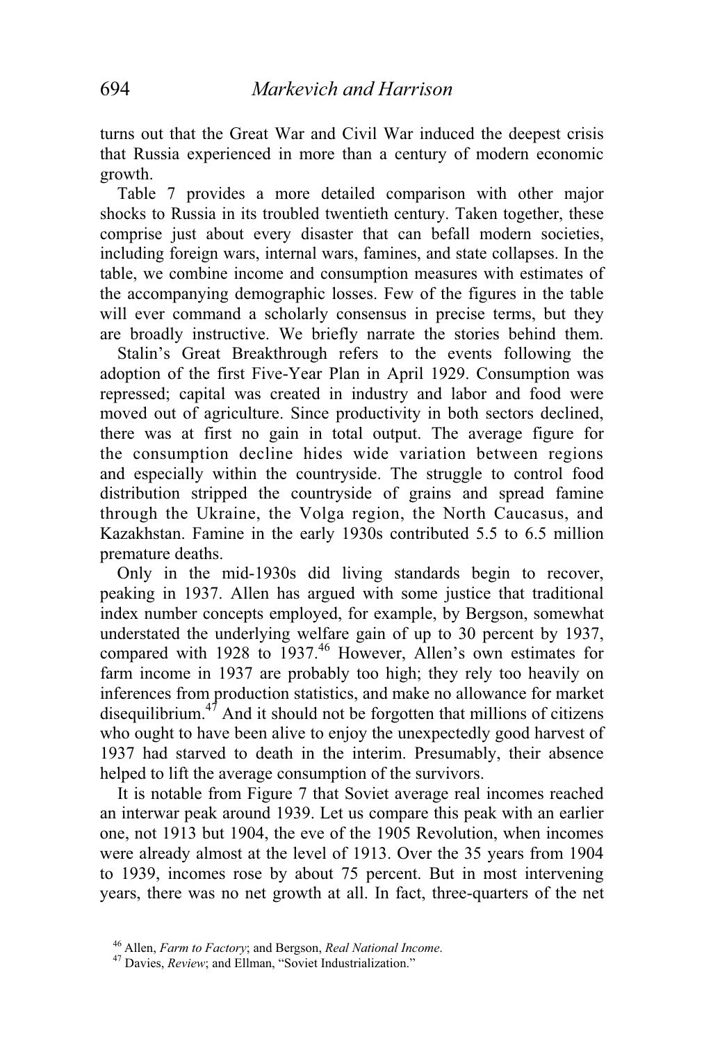turns out that the Great War and Civil War induced the deepest crisis that Russia experienced in more than a century of modern economic growth.

Table 7 provides a more detailed comparison with other major shocks to Russia in its troubled twentieth century. Taken together, these comprise just about every disaster that can befall modern societies, including foreign wars, internal wars, famines, and state collapses. In the table, we combine income and consumption measures with estimates of the accompanying demographic losses. Few of the figures in the table will ever command a scholarly consensus in precise terms, but they are broadly instructive. We briefly narrate the stories behind them.

Stalin's Great Breakthrough refers to the events following the adoption of the first Five-Year Plan in April 1929. Consumption was repressed; capital was created in industry and labor and food were moved out of agriculture. Since productivity in both sectors declined, there was at first no gain in total output. The average figure for the consumption decline hides wide variation between regions and especially within the countryside. The struggle to control food distribution stripped the countryside of grains and spread famine through the Ukraine, the Volga region, the North Caucasus, and Kazakhstan. Famine in the early 1930s contributed 5.5 to 6.5 million premature deaths.

Only in the mid-1930s did living standards begin to recover, peaking in 1937. Allen has argued with some justice that traditional index number concepts employed, for example, by Bergson, somewhat understated the underlying welfare gain of up to 30 percent by 1937, compared with 1928 to 1937.[46] However, Allen's own estimates for farm income in 1937 are probably too high; they rely too heavily on inferences from production statistics, and make no allowance for market disequilibrium.[47] And it should not be forgotten that millions of citizens who ought to have been alive to enjoy the unexpectedly good harvest of 1937 had starved to death in the interim. Presumably, their absence helped to lift the average consumption of the survivors.

It is notable from Figure 7 that Soviet average real incomes reached an interwar peak around 1939. Let us compare this peak with an earlier one, not 1913 but 1904, the eve of the 1905 Revolution, when incomes were already almost at the level of 1913. Over the 35 years from 1904 to 1939, incomes rose by about 75 percent. But in most intervening years, there was no net growth at all. In fact, three-quarters of the net

[46] Allen, *Farm to Factory*; and Bergson, *Real National Income*.

[47] Davies, *Review*; and Ellman, "Soviet Industrialization."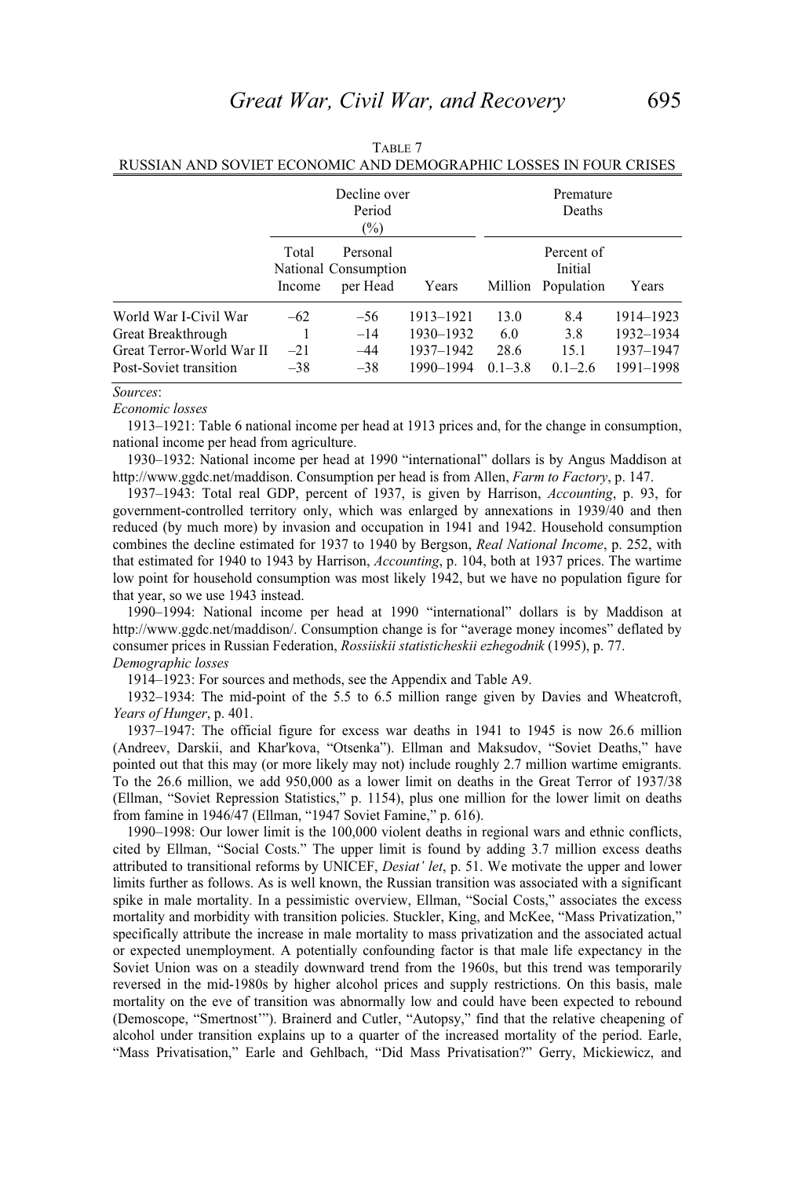TABLE 7
RUSSIAN AND SOVIET ECONOMIC AND DEMOGRAPHIC LOSSES IN FOUR CRISES

| | Decline over Period (%) | | | Premature Deaths | | |
|---|---|---|---|---|---|---|
| | Total National Income | Personal Consumption per Head | Years | Million | Percent of Initial Population | Years |
| World War I-Civil War | –62 | –56 | 1913–1921 | 13.0 | 8.4 | 1914–1923 |
| Great Breakthrough | 1 | –14 | 1930–1932 | 6.0 | 3.8 | 1932–1934 |
| Great Terror-World War II | –21 | –44 | 1937–1942 | 28.6 | 15.1 | 1937–1947 |
| Post-Soviet transition | –38 | –38 | 1990–1994 | 0.1–3.8 | 0.1–2.6 | 1991–1998 |

*Sources*:
*Economic losses*

1913–1921: Table 6 national income per head at 1913 prices and, for the change in consumption, national income per head from agriculture.

1930–1932: National income per head at 1990 "international" dollars is by Angus Maddison at http://www.ggdc.net/maddison. Consumption per head is from Allen, *Farm to Factory*, p. 147.

1937–1943: Total real GDP, percent of 1937, is given by Harrison, *Accounting*, p. 93, for government-controlled territory only, which was enlarged by annexations in 1939/40 and then reduced (by much more) by invasion and occupation in 1941 and 1942. Household consumption combines the decline estimated for 1937 to 1940 by Bergson, *Real National Income*, p. 252, with that estimated for 1940 to 1943 by Harrison, *Accounting*, p. 104, both at 1937 prices. The wartime low point for household consumption was most likely 1942, but we have no population figure for that year, so we use 1943 instead.

1990–1994: National income per head at 1990 "international" dollars is by Maddison at http://www.ggdc.net/maddison/. Consumption change is for "average money incomes" deflated by consumer prices in Russian Federation, *Rossiiskii statisticheskii ezhegodnik* (1995), p. 77.

*Demographic losses*

1914–1923: For sources and methods, see the Appendix and Table A9.

1932–1934: The mid-point of the 5.5 to 6.5 million range given by Davies and Wheatcroft, *Years of Hunger*, p. 401.

1937–1947: The official figure for excess war deaths in 1941 to 1945 is now 26.6 million (Andreev, Darskii, and Khar'kova, "Otsenka"). Ellman and Maksudov, "Soviet Deaths," have pointed out that this may (or more likely may not) include roughly 2.7 million wartime emigrants. To the 26.6 million, we add 950,000 as a lower limit on deaths in the Great Terror of 1937/38 (Ellman, "Soviet Repression Statistics," p. 1154), plus one million for the lower limit on deaths from famine in 1946/47 (Ellman, "1947 Soviet Famine," p. 616).

1990–1998: Our lower limit is the 100,000 violent deaths in regional wars and ethnic conflicts, cited by Ellman, "Social Costs." The upper limit is found by adding 3.7 million excess deaths attributed to transitional reforms by UNICEF, *Desiat' let*, p. 51. We motivate the upper and lower limits further as follows. As is well known, the Russian transition was associated with a significant spike in male mortality. In a pessimistic overview, Ellman, "Social Costs," associates the excess mortality and morbidity with transition policies. Stuckler, King, and McKee, "Mass Privatization," specifically attribute the increase in male mortality to mass privatization and the associated actual or expected unemployment. A potentially confounding factor is that male life expectancy in the Soviet Union was on a steadily downward trend from the 1960s, but this trend was temporarily reversed in the mid-1980s by higher alcohol prices and supply restrictions. On this basis, male mortality on the eve of transition was abnormally low and could have been expected to rebound (Demoscope, "Smertnost'"). Brainerd and Cutler, "Autopsy," find that the relative cheapening of alcohol under transition explains up to a quarter of the increased mortality of the period. Earle, "Mass Privatisation," Earle and Gehlbach, "Did Mass Privatisation?" Gerry, Mickiewicz, and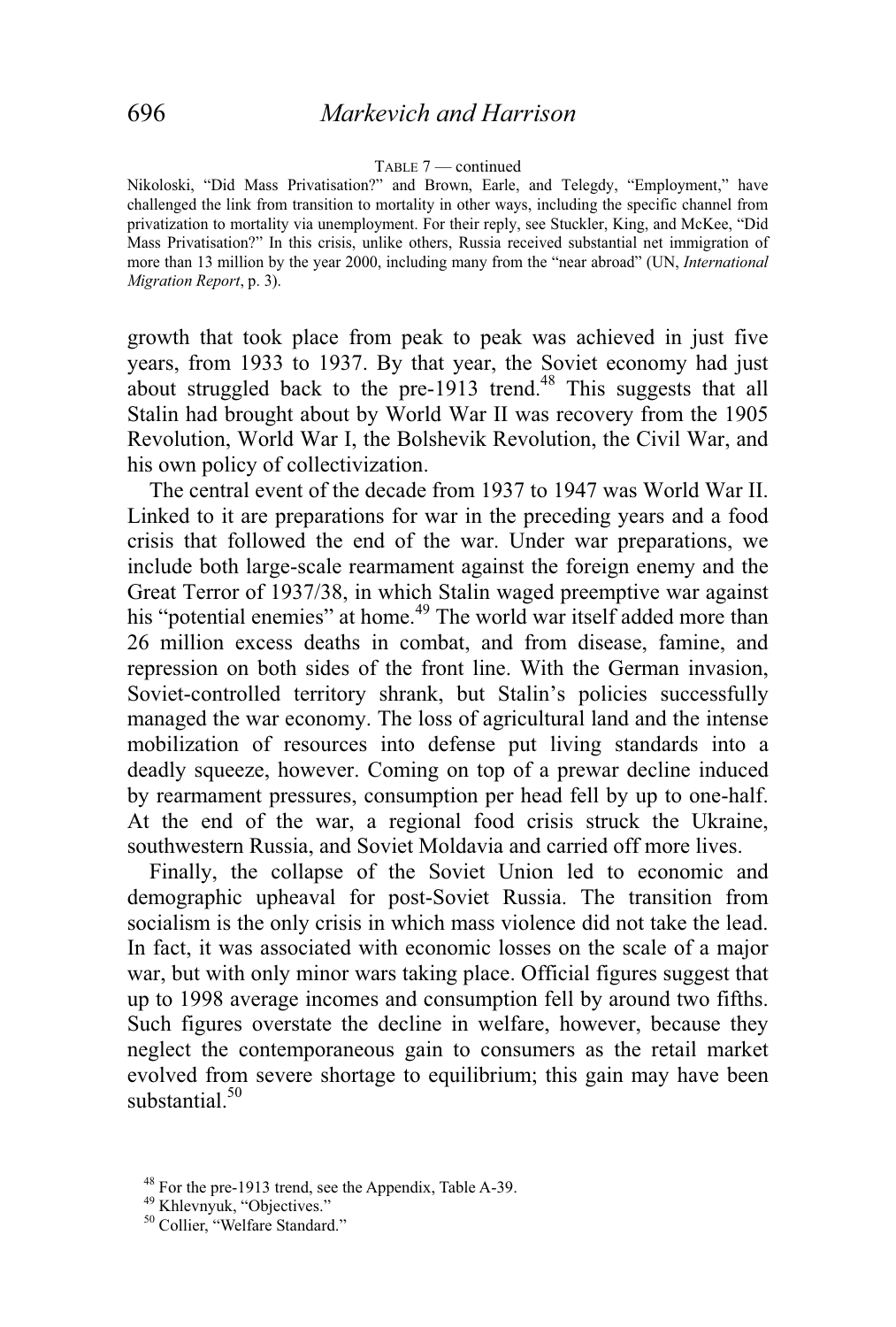TABLE 7 — continued

Nikoloski, "Did Mass Privatisation?" and Brown, Earle, and Telegdy, "Employment," have challenged the link from transition to mortality in other ways, including the specific channel from privatization to mortality via unemployment. For their reply, see Stuckler, King, and McKee, "Did Mass Privatisation?" In this crisis, unlike others, Russia received substantial net immigration of more than 13 million by the year 2000, including many from the "near abroad" (UN, *International Migration Report*, p. 3).

growth that took place from peak to peak was achieved in just five years, from 1933 to 1937. By that year, the Soviet economy had just about struggled back to the pre-1913 trend.[48] This suggests that all Stalin had brought about by World War II was recovery from the 1905 Revolution, World War I, the Bolshevik Revolution, the Civil War, and his own policy of collectivization.

The central event of the decade from 1937 to 1947 was World War II. Linked to it are preparations for war in the preceding years and a food crisis that followed the end of the war. Under war preparations, we include both large-scale rearmament against the foreign enemy and the Great Terror of 1937/38, in which Stalin waged preemptive war against his "potential enemies" at home.[49] The world war itself added more than 26 million excess deaths in combat, and from disease, famine, and repression on both sides of the front line. With the German invasion, Soviet-controlled territory shrank, but Stalin's policies successfully managed the war economy. The loss of agricultural land and the intense mobilization of resources into defense put living standards into a deadly squeeze, however. Coming on top of a prewar decline induced by rearmament pressures, consumption per head fell by up to one-half. At the end of the war, a regional food crisis struck the Ukraine, southwestern Russia, and Soviet Moldavia and carried off more lives.

Finally, the collapse of the Soviet Union led to economic and demographic upheaval for post-Soviet Russia. The transition from socialism is the only crisis in which mass violence did not take the lead. In fact, it was associated with economic losses on the scale of a major war, but with only minor wars taking place. Official figures suggest that up to 1998 average incomes and consumption fell by around two fifths. Such figures overstate the decline in welfare, however, because they neglect the contemporaneous gain to consumers as the retail market evolved from severe shortage to equilibrium; this gain may have been substantial.[50]

[48] For the pre-1913 trend, see the Appendix, Table A-39.

[49] Khlevnyuk, "Objectives."

[50] Collier, "Welfare Standard."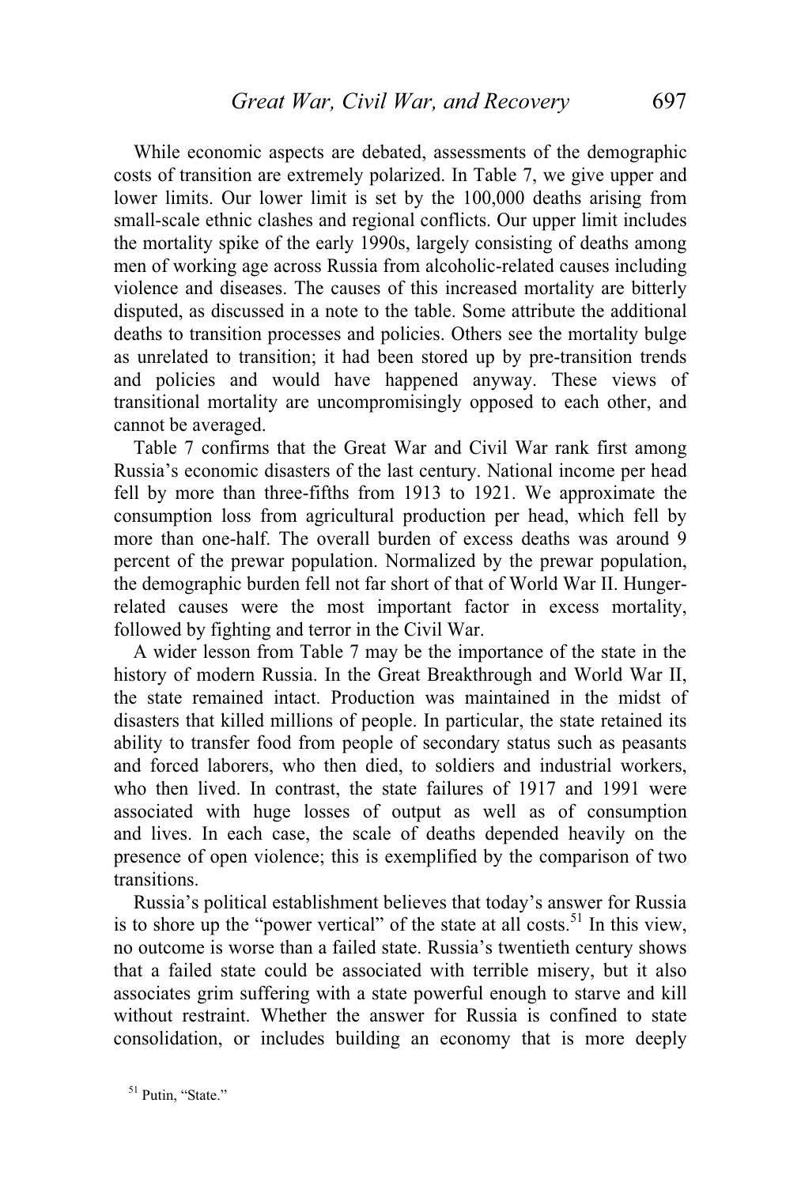While economic aspects are debated, assessments of the demographic costs of transition are extremely polarized. In Table 7, we give upper and lower limits. Our lower limit is set by the 100,000 deaths arising from small-scale ethnic clashes and regional conflicts. Our upper limit includes the mortality spike of the early 1990s, largely consisting of deaths among men of working age across Russia from alcoholic-related causes including violence and diseases. The causes of this increased mortality are bitterly disputed, as discussed in a note to the table. Some attribute the additional deaths to transition processes and policies. Others see the mortality bulge as unrelated to transition; it had been stored up by pre-transition trends and policies and would have happened anyway. These views of transitional mortality are uncompromisingly opposed to each other, and cannot be averaged.

Table 7 confirms that the Great War and Civil War rank first among Russia's economic disasters of the last century. National income per head fell by more than three-fifths from 1913 to 1921. We approximate the consumption loss from agricultural production per head, which fell by more than one-half. The overall burden of excess deaths was around 9 percent of the prewar population. Normalized by the prewar population, the demographic burden fell not far short of that of World War II. Hunger-related causes were the most important factor in excess mortality, followed by fighting and terror in the Civil War.

A wider lesson from Table 7 may be the importance of the state in the history of modern Russia. In the Great Breakthrough and World War II, the state remained intact. Production was maintained in the midst of disasters that killed millions of people. In particular, the state retained its ability to transfer food from people of secondary status such as peasants and forced laborers, who then died, to soldiers and industrial workers, who then lived. In contrast, the state failures of 1917 and 1991 were associated with huge losses of output as well as of consumption and lives. In each case, the scale of deaths depended heavily on the presence of open violence; this is exemplified by the comparison of two transitions.

Russia's political establishment believes that today's answer for Russia is to shore up the "power vertical" of the state at all costs.[51] In this view, no outcome is worse than a failed state. Russia's twentieth century shows that a failed state could be associated with terrible misery, but it also associates grim suffering with a state powerful enough to starve and kill without restraint. Whether the answer for Russia is confined to state consolidation, or includes building an economy that is more deeply

[51] Putin, "State."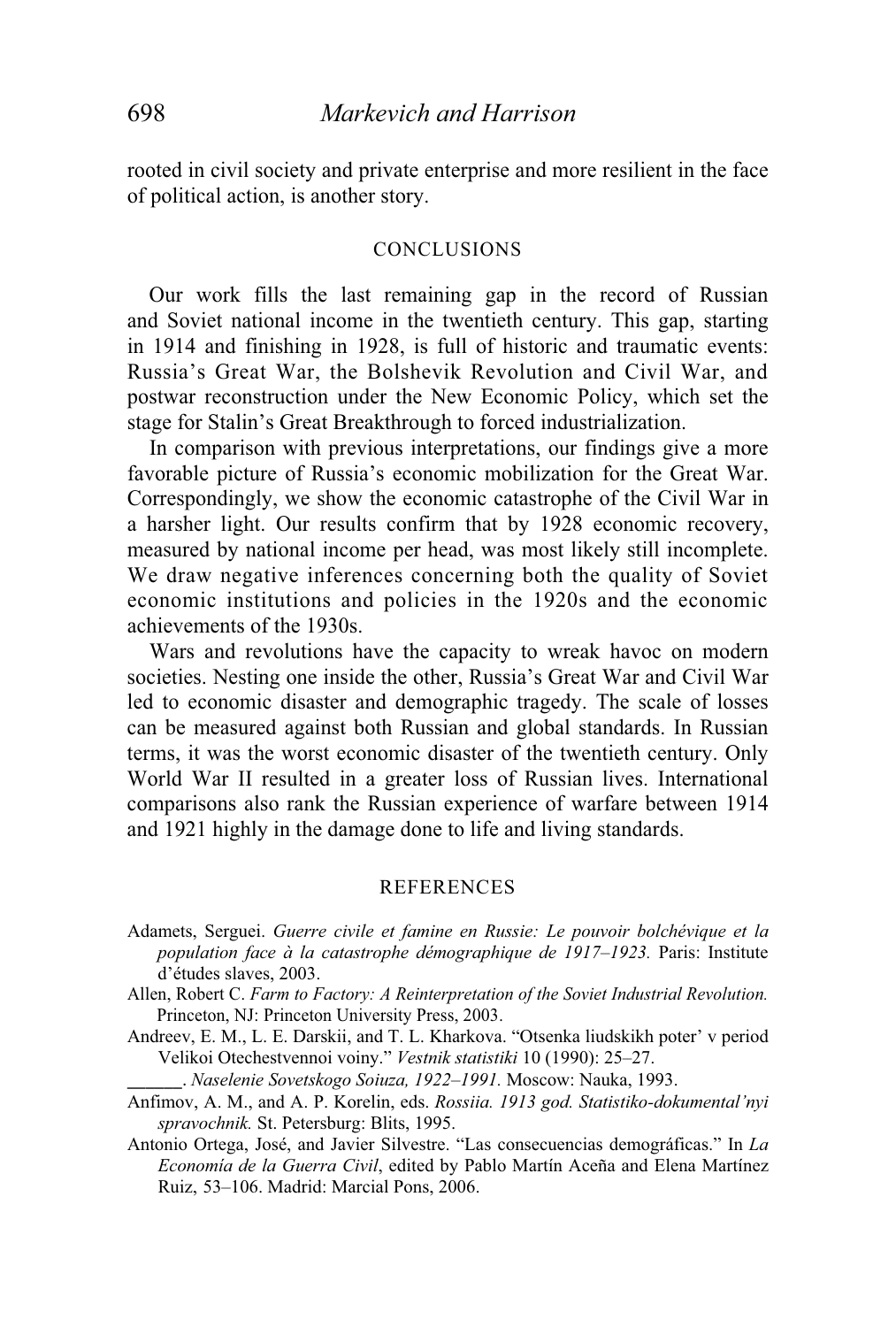rooted in civil society and private enterprise and more resilient in the face of political action, is another story.

## CONCLUSIONS

Our work fills the last remaining gap in the record of Russian and Soviet national income in the twentieth century. This gap, starting in 1914 and finishing in 1928, is full of historic and traumatic events: Russia's Great War, the Bolshevik Revolution and Civil War, and postwar reconstruction under the New Economic Policy, which set the stage for Stalin's Great Breakthrough to forced industrialization.

In comparison with previous interpretations, our findings give a more favorable picture of Russia's economic mobilization for the Great War. Correspondingly, we show the economic catastrophe of the Civil War in a harsher light. Our results confirm that by 1928 economic recovery, measured by national income per head, was most likely still incomplete. We draw negative inferences concerning both the quality of Soviet economic institutions and policies in the 1920s and the economic achievements of the 1930s.

Wars and revolutions have the capacity to wreak havoc on modern societies. Nesting one inside the other, Russia's Great War and Civil War led to economic disaster and demographic tragedy. The scale of losses can be measured against both Russian and global standards. In Russian terms, it was the worst economic disaster of the twentieth century. Only World War II resulted in a greater loss of Russian lives. International comparisons also rank the Russian experience of warfare between 1914 and 1921 highly in the damage done to life and living standards.

## REFERENCES

Adamets, Serguei. *Guerre civile et famine en Russie: Le pouvoir bolchévique et la population face à la catastrophe démographique de 1917–1923.* Paris: Institute d'études slaves, 2003.

Allen, Robert C. *Farm to Factory: A Reinterpretation of the Soviet Industrial Revolution.* Princeton, NJ: Princeton University Press, 2003.

Andreev, E. M., L. E. Darskii, and T. L. Kharkova. "Otsenka liudskikh poter' v period Velikoi Otechestvennoi voiny." *Vestnik statistiki* 10 (1990): 25–27.

______. *Naselenie Sovetskogo Soiuza, 1922–1991.* Moscow: Nauka, 1993.

Anfimov, A. M., and A. P. Korelin, eds. *Rossiia. 1913 god. Statistiko-dokumental'nyi spravochnik.* St. Petersburg: Blits, 1995.

Antonio Ortega, José, and Javier Silvestre. "Las consecuencias demográficas." In *La Economía de la Guerra Civil*, edited by Pablo Martín Aceña and Elena Martínez Ruiz, 53–106. Madrid: Marcial Pons, 2006.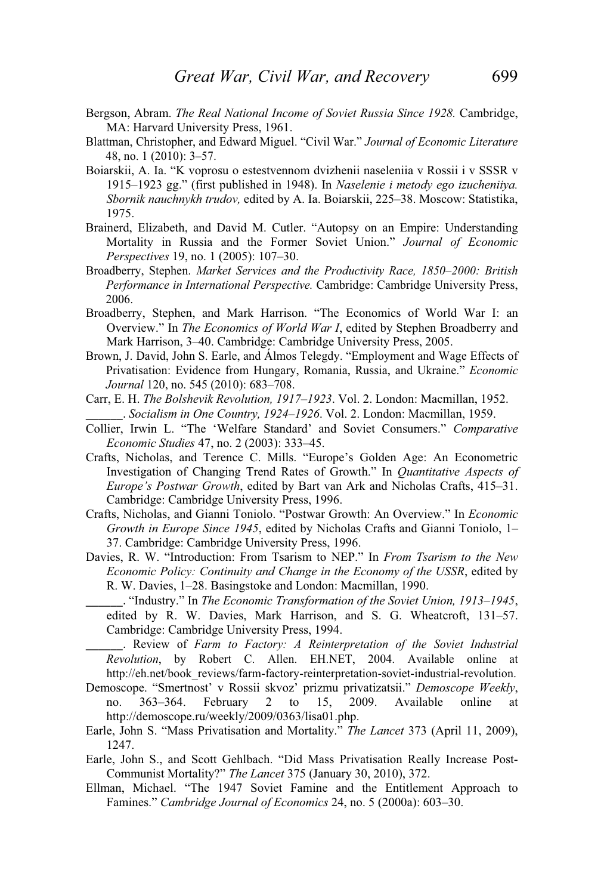Bergson, Abram. *The Real National Income of Soviet Russia Since 1928.* Cambridge, MA: Harvard University Press, 1961.

Blattman, Christopher, and Edward Miguel. "Civil War." *Journal of Economic Literature* 48, no. 1 (2010): 3–57.

Boiarskii, A. Ia. "K voprosu o estestvennom dvizhenii naseleniia v Rossii i v SSSR v 1915–1923 gg." (first published in 1948). In *Naselenie i metody ego izucheniiya. Sbornik nauchnykh trudov,* edited by A. Ia. Boiarskii, 225–38. Moscow: Statistika, 1975.

Brainerd, Elizabeth, and David M. Cutler. "Autopsy on an Empire: Understanding Mortality in Russia and the Former Soviet Union." *Journal of Economic Perspectives* 19, no. 1 (2005): 107–30.

Broadberry, Stephen. *Market Services and the Productivity Race, 1850–2000: British Performance in International Perspective.* Cambridge: Cambridge University Press, 2006.

Broadberry, Stephen, and Mark Harrison. "The Economics of World War I: an Overview." In *The Economics of World War I*, edited by Stephen Broadberry and Mark Harrison, 3–40. Cambridge: Cambridge University Press, 2005.

Brown, J. David, John S. Earle, and Álmos Telegdy. "Employment and Wage Effects of Privatisation: Evidence from Hungary, Romania, Russia, and Ukraine." *Economic Journal* 120, no. 545 (2010): 683–708.

Carr, E. H. *The Bolshevik Revolution, 1917–1923*. Vol. 2. London: Macmillan, 1952.

______. *Socialism in One Country, 1924–1926*. Vol. 2. London: Macmillan, 1959.

Collier, Irwin L. "The 'Welfare Standard' and Soviet Consumers." *Comparative Economic Studies* 47, no. 2 (2003): 333–45.

Crafts, Nicholas, and Terence C. Mills. "Europe's Golden Age: An Econometric Investigation of Changing Trend Rates of Growth." In *Quantitative Aspects of Europe's Postwar Growth*, edited by Bart van Ark and Nicholas Crafts, 415–31. Cambridge: Cambridge University Press, 1996.

Crafts, Nicholas, and Gianni Toniolo. "Postwar Growth: An Overview." In *Economic Growth in Europe Since 1945*, edited by Nicholas Crafts and Gianni Toniolo, 1–37. Cambridge: Cambridge University Press, 1996.

Davies, R. W. "Introduction: From Tsarism to NEP." In *From Tsarism to the New Economic Policy: Continuity and Change in the Economy of the USSR*, edited by R. W. Davies, 1–28. Basingstoke and London: Macmillan, 1990.

______. "Industry." In *The Economic Transformation of the Soviet Union, 1913–1945*, edited by R. W. Davies, Mark Harrison, and S. G. Wheatcroft, 131–57. Cambridge: Cambridge University Press, 1994.

______. Review of *Farm to Factory: A Reinterpretation of the Soviet Industrial Revolution*, by Robert C. Allen. EH.NET, 2004. Available online at http://eh.net/book_reviews/farm-factory-reinterpretation-soviet-industrial-revolution.

Demoscope. "Smertnost' v Rossii skvoz' prizmu privatizatsii." *Demoscope Weekly*, no. 363–364. February 2 to 15, 2009. Available online at http://demoscope.ru/weekly/2009/0363/lisa01.php.

Earle, John S. "Mass Privatisation and Mortality." *The Lancet* 373 (April 11, 2009), 1247.

Earle, John S., and Scott Gehlbach. "Did Mass Privatisation Really Increase Post-Communist Mortality?" *The Lancet* 375 (January 30, 2010), 372.

Ellman, Michael. "The 1947 Soviet Famine and the Entitlement Approach to Famines." *Cambridge Journal of Economics* 24, no. 5 (2000a): 603–30.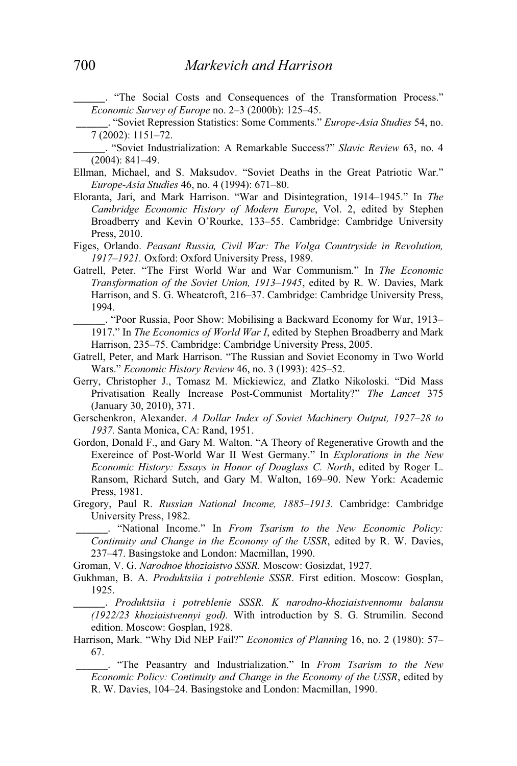______. "The Social Costs and Consequences of the Transformation Process." *Economic Survey of Europe* no. 2–3 (2000b): 125–45.

______. "Soviet Repression Statistics: Some Comments." *Europe-Asia Studies* 54, no. 7 (2002): 1151–72.

______. "Soviet Industrialization: A Remarkable Success?" *Slavic Review* 63, no. 4 (2004): 841–49.

Ellman, Michael, and S. Maksudov. "Soviet Deaths in the Great Patriotic War." *Europe-Asia Studies* 46, no. 4 (1994): 671–80.

Eloranta, Jari, and Mark Harrison. "War and Disintegration, 1914–1945." In *The Cambridge Economic History of Modern Europe*, Vol. 2, edited by Stephen Broadberry and Kevin O'Rourke, 133–55. Cambridge: Cambridge University Press, 2010.

Figes, Orlando. *Peasant Russia, Civil War: The Volga Countryside in Revolution, 1917–1921.* Oxford: Oxford University Press, 1989.

Gatrell, Peter. "The First World War and War Communism." In *The Economic Transformation of the Soviet Union, 1913–1945*, edited by R. W. Davies, Mark Harrison, and S. G. Wheatcroft, 216–37. Cambridge: Cambridge University Press, 1994.

______. "Poor Russia, Poor Show: Mobilising a Backward Economy for War, 1913–1917." In *The Economics of World War I*, edited by Stephen Broadberry and Mark Harrison, 235–75. Cambridge: Cambridge University Press, 2005.

Gatrell, Peter, and Mark Harrison. "The Russian and Soviet Economy in Two World Wars." *Economic History Review* 46, no. 3 (1993): 425–52.

Gerry, Christopher J., Tomasz M. Mickiewicz, and Zlatko Nikoloski. "Did Mass Privatisation Really Increase Post-Communist Mortality?" *The Lancet* 375 (January 30, 2010), 371.

Gerschenkron, Alexander. *A Dollar Index of Soviet Machinery Output, 1927–28 to 1937.* Santa Monica, CA: Rand, 1951.

Gordon, Donald F., and Gary M. Walton. "A Theory of Regenerative Growth and the Exereince of Post-World War II West Germany." In *Explorations in the New Economic History: Essays in Honor of Douglass C. North*, edited by Roger L. Ransom, Richard Sutch, and Gary M. Walton, 169–90. New York: Academic Press, 1981.

Gregory, Paul R. *Russian National Income, 1885–1913.* Cambridge: Cambridge University Press, 1982.

______. "National Income." In *From Tsarism to the New Economic Policy: Continuity and Change in the Economy of the USSR*, edited by R. W. Davies, 237–47. Basingstoke and London: Macmillan, 1990.

Groman, V. G. *Narodnoe khoziaistvo SSSR.* Moscow: Gosizdat, 1927.

Gukhman, B. A. *Produktsiia i potreblenie SSSR*. First edition. Moscow: Gosplan, 1925.

______. *Produktsiia i potreblenie SSSR. K narodno-khoziaistvennomu balansu (1922/23 khoziaistvennyi god).* With introduction by S. G. Strumilin. Second edition. Moscow: Gosplan, 1928.

Harrison, Mark. "Why Did NEP Fail?" *Economics of Planning* 16, no. 2 (1980): 57–67.

______. "The Peasantry and Industrialization." In *From Tsarism to the New Economic Policy: Continuity and Change in the Economy of the USSR*, edited by R. W. Davies, 104–24. Basingstoke and London: Macmillan, 1990.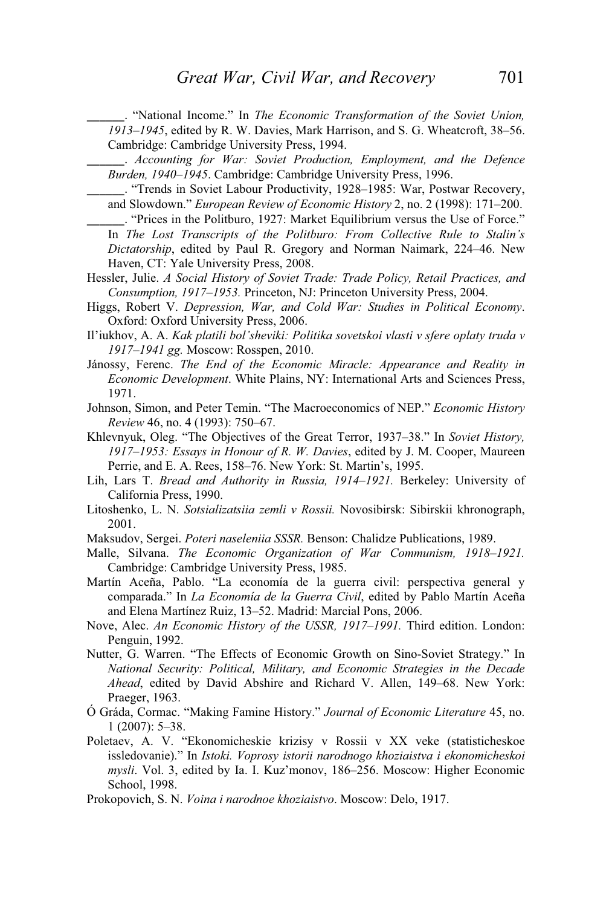______. “National Income.” In *The Economic Transformation of the Soviet Union, 1913–1945*, edited by R. W. Davies, Mark Harrison, and S. G. Wheatcroft, 38–56. Cambridge: Cambridge University Press, 1994.

______. *Accounting for War: Soviet Production, Employment, and the Defence Burden, 1940–1945*. Cambridge: Cambridge University Press, 1996.

______. “Trends in Soviet Labour Productivity, 1928–1985: War, Postwar Recovery, and Slowdown.” *European Review of Economic History* 2, no. 2 (1998): 171–200.

______. “Prices in the Politburo, 1927: Market Equilibrium versus the Use of Force.” In *The Lost Transcripts of the Politburo: From Collective Rule to Stalin’s Dictatorship*, edited by Paul R. Gregory and Norman Naimark, 224–46. New Haven, CT: Yale University Press, 2008.

Hessler, Julie. *A Social History of Soviet Trade: Trade Policy, Retail Practices, and Consumption, 1917–1953.* Princeton, NJ: Princeton University Press, 2004.

Higgs, Robert V. *Depression, War, and Cold War: Studies in Political Economy*. Oxford: Oxford University Press, 2006.

Il’iukhov, A. A. *Kak platili bol’sheviki: Politika sovetskoi vlasti v sfere oplaty truda v 1917–1941 gg.* Moscow: Rosspen, 2010.

Jánossy, Ferenc. *The End of the Economic Miracle: Appearance and Reality in Economic Development*. White Plains, NY: International Arts and Sciences Press, 1971.

Johnson, Simon, and Peter Temin. “The Macroeconomics of NEP.” *Economic History Review* 46, no. 4 (1993): 750–67.

Khlevnyuk, Oleg. “The Objectives of the Great Terror, 1937–38.” In *Soviet History, 1917–1953: Essays in Honour of R. W. Davies*, edited by J. M. Cooper, Maureen Perrie, and E. A. Rees, 158–76. New York: St. Martin’s, 1995.

Lih, Lars T. *Bread and Authority in Russia, 1914–1921.* Berkeley: University of California Press, 1990.

Litoshenko, L. N. *Sotsializatsiia zemli v Rossii.* Novosibirsk: Sibirskii khronograph, 2001.

Maksudov, Sergei. *Poteri naseleniia SSSR.* Benson: Chalidze Publications, 1989.

Malle, Silvana. *The Economic Organization of War Communism, 1918–1921.* Cambridge: Cambridge University Press, 1985.

Martín Aceña, Pablo. “La economía de la guerra civil: perspectiva general y comparada.” In *La Economía de la Guerra Civil*, edited by Pablo Martín Aceña and Elena Martínez Ruiz, 13–52. Madrid: Marcial Pons, 2006.

Nove, Alec. *An Economic History of the USSR, 1917–1991.* Third edition. London: Penguin, 1992.

Nutter, G. Warren. “The Effects of Economic Growth on Sino-Soviet Strategy.” In *National Security: Political, Military, and Economic Strategies in the Decade Ahead*, edited by David Abshire and Richard V. Allen, 149–68. New York: Praeger, 1963.

Ó Gráda, Cormac. “Making Famine History.” *Journal of Economic Literature* 45, no. 1 (2007): 5–38.

Poletaev, A. V. “Ekonomicheskie krizisy v Rossii v XX veke (statisticheskoe issledovanie).” In *Istoki. Voprosy istorii narodnogo khoziaistva i ekonomicheskoi mysli*. Vol. 3, edited by Ia. I. Kuz’monov, 186–256. Moscow: Higher Economic School, 1998.

Prokopovich, S. N. *Voina i narodnoe khoziaistvo*. Moscow: Delo, 1917.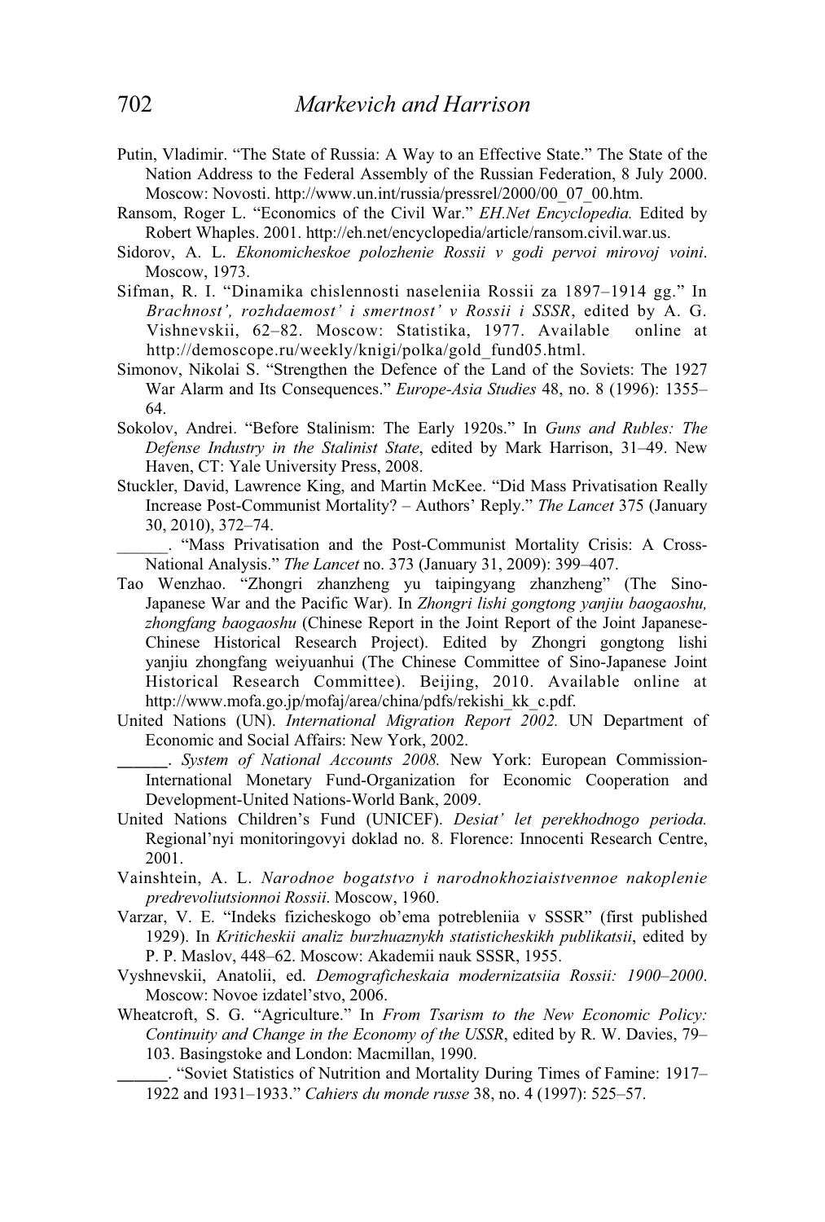Putin, Vladimir. "The State of Russia: A Way to an Effective State." The State of the Nation Address to the Federal Assembly of the Russian Federation, 8 July 2000. Moscow: Novosti. http://www.un.int/russia/pressrel/2000/00_07_00.htm.

Ransom, Roger L. "Economics of the Civil War." *EH.Net Encyclopedia.* Edited by Robert Whaples. 2001. http://eh.net/encyclopedia/article/ransom.civil.war.us.

Sidorov, A. L. *Ekonomicheskoe polozhenie Rossii v godi pervoi mirovoj voini*. Moscow, 1973.

Sifman, R. I. "Dinamika chislennosti naseleniia Rossii za 1897–1914 gg." In *Brachnost', rozhdaemost' i smertnost' v Rossii i SSSR*, edited by A. G. Vishnevskii, 62–82. Moscow: Statistika, 1977. Available online at http://demoscope.ru/weekly/knigi/polka/gold_fund05.html.

Simonov, Nikolai S. "Strengthen the Defence of the Land of the Soviets: The 1927 War Alarm and Its Consequences." *Europe-Asia Studies* 48, no. 8 (1996): 1355–64.

Sokolov, Andrei. "Before Stalinism: The Early 1920s." In *Guns and Rubles: The Defense Industry in the Stalinist State*, edited by Mark Harrison, 31–49. New Haven, CT: Yale University Press, 2008.

Stuckler, David, Lawrence King, and Martin McKee. "Did Mass Privatisation Really Increase Post-Communist Mortality? – Authors' Reply." *The Lancet* 375 (January 30, 2010), 372–74.

______. "Mass Privatisation and the Post-Communist Mortality Crisis: A Cross-National Analysis." *The Lancet* no. 373 (January 31, 2009): 399–407.

Tao Wenzhao. "Zhongri zhanzheng yu taipingyang zhanzheng" (The Sino-Japanese War and the Pacific War). In *Zhongri lishi gongtong yanjiu baogaoshu, zhongfang baogaoshu* (Chinese Report in the Joint Report of the Joint Japanese-Chinese Historical Research Project). Edited by Zhongri gongtong lishi yanjiu zhongfang weiyuanhui (The Chinese Committee of Sino-Japanese Joint Historical Research Committee). Beijing, 2010. Available online at http://www.mofa.go.jp/mofaj/area/china/pdfs/rekishi_kk_c.pdf.

United Nations (UN). *International Migration Report 2002.* UN Department of Economic and Social Affairs: New York, 2002.

______. *System of National Accounts 2008.* New York: European Commission-International Monetary Fund-Organization for Economic Cooperation and Development-United Nations-World Bank, 2009.

United Nations Children's Fund (UNICEF). *Desiat' let perekhodnogo perioda.* Regional'nyi monitoringovyi doklad no. 8. Florence: Innocenti Research Centre, 2001.

Vainshtein, A. L. *Narodnoe bogatstvo i narodnokhoziaistvennoe nakoplenie predrevoliutsionnoi Rossii*. Moscow, 1960.

Varzar, V. E. "Indeks fizicheskogo ob'ema potrebleniia v SSSR" (first published 1929). In *Kriticheskii analiz burzhuaznykh statisticheskikh publikatsii*, edited by P. P. Maslov, 448–62. Moscow: Akademii nauk SSSR, 1955.

Vyshnevskii, Anatolii, ed. *Demograficheskaia modernizatsiia Rossii: 1900–2000*. Moscow: Novoe izdatel'stvo, 2006.

Wheatcroft, S. G. "Agriculture." In *From Tsarism to the New Economic Policy: Continuity and Change in the Economy of the USSR*, edited by R. W. Davies, 79–103. Basingstoke and London: Macmillan, 1990.

______. "Soviet Statistics of Nutrition and Mortality During Times of Famine: 1917–1922 and 1931–1933." *Cahiers du monde russe* 38, no. 4 (1997): 525–57.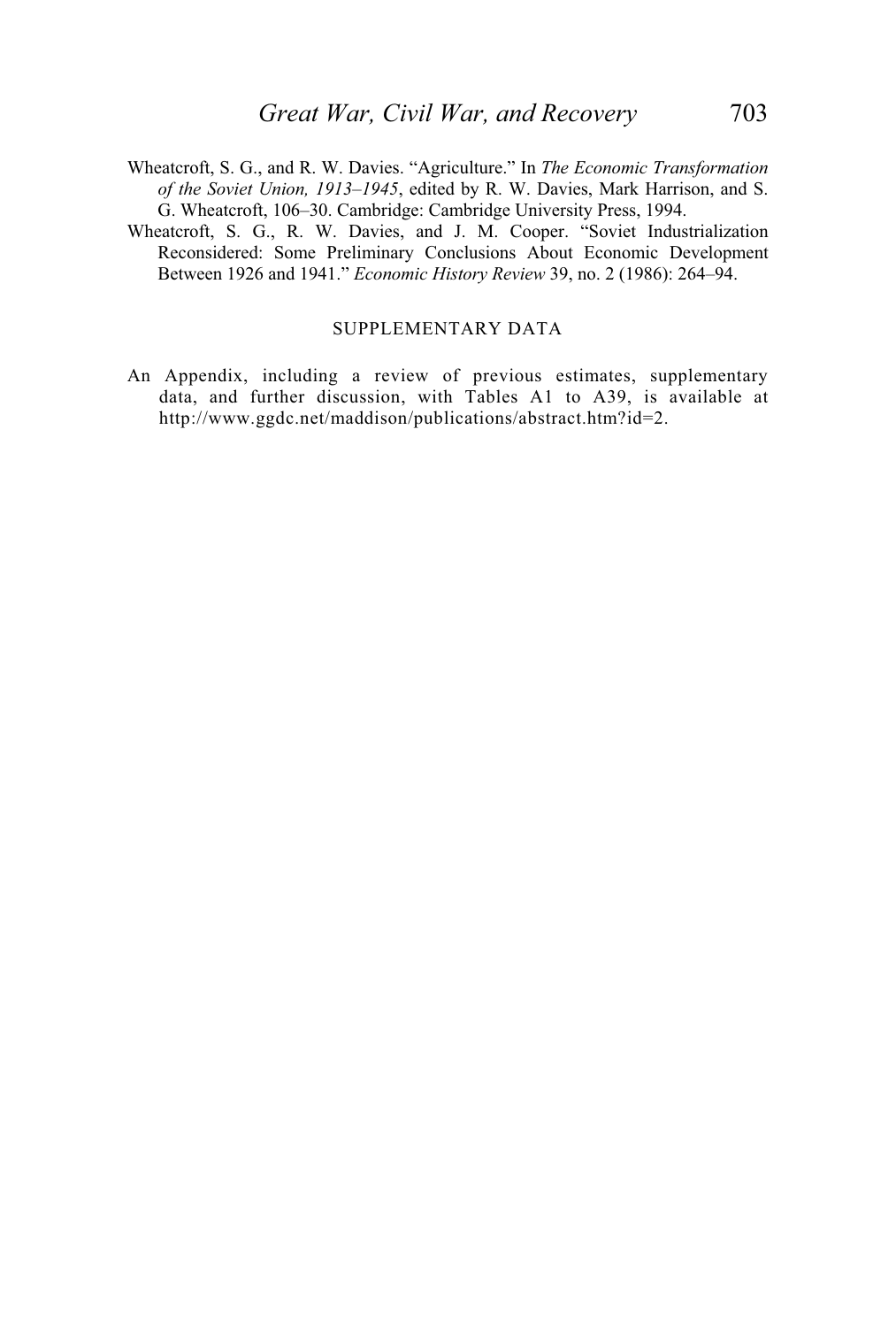Wheatcroft, S. G., and R. W. Davies. "Agriculture." In *The Economic Transformation of the Soviet Union, 1913–1945*, edited by R. W. Davies, Mark Harrison, and S. G. Wheatcroft, 106–30. Cambridge: Cambridge University Press, 1994.

Wheatcroft, S. G., R. W. Davies, and J. M. Cooper. "Soviet Industrialization Reconsidered: Some Preliminary Conclusions About Economic Development Between 1926 and 1941." *Economic History Review* 39, no. 2 (1986): 264–94.

## SUPPLEMENTARY DATA

An Appendix, including a review of previous estimates, supplementary data, and further discussion, with Tables A1 to A39, is available at http://www.ggdc.net/maddison/publications/abstract.htm?id=2.